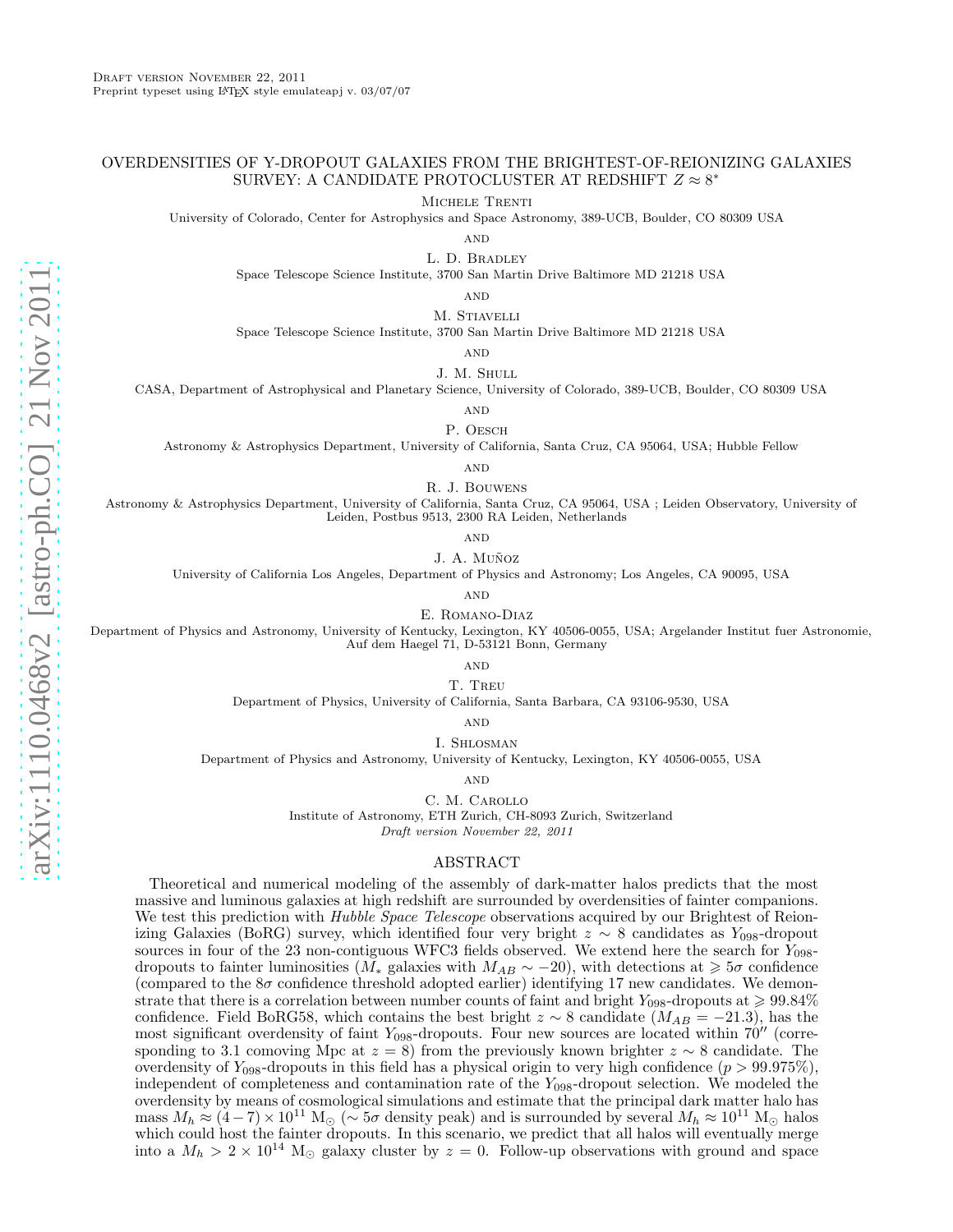Draft version November 22, 2011

Preprint typeset using LaTeX style emulateapj v. 03/07/07

# OVERDENSITIES OF Y-DROPOUT GALAXIES FROM THE BRIGHTEST-OF-REIONIZING GALAXIES SURVEY: A CANDIDATE PROTOCLUSTER AT REDSHIFT $Z \approx 8$*

Michele Trenti

University of Colorado, Center for Astrophysics and Space Astronomy, 389-UCB, Boulder, CO 80309 USA

and

L. D. Bradley

Space Telescope Science Institute, 3700 San Martin Drive Baltimore MD 21218 USA

and

M. Stiavelli

Space Telescope Science Institute, 3700 San Martin Drive Baltimore MD 21218 USA

and

J. M. Shull

CASA, Department of Astrophysical and Planetary Science, University of Colorado, 389-UCB, Boulder, CO 80309 USA

and

P. Oesch

Astronomy & Astrophysics Department, University of California, Santa Cruz, CA 95064, USA; Hubble Fellow

and

R. J. Bouwens

Astronomy & Astrophysics Department, University of California, Santa Cruz, CA 95064, USA ; Leiden Observatory, University of Leiden, Postbus 9513, 2300 RA Leiden, Netherlands

and

J. A. Muñoz

University of California Los Angeles, Department of Physics and Astronomy; Los Angeles, CA 90095, USA

and

E. Romano-Diaz

Department of Physics and Astronomy, University of Kentucky, Lexington, KY 40506-0055, USA; Argelander Institut fuer Astronomie, Auf dem Haegel 71, D-53121 Bonn, Germany

and

T. Treu

Department of Physics, University of California, Santa Barbara, CA 93106-9530, USA

and

I. Shlosman

Department of Physics and Astronomy, University of Kentucky, Lexington, KY 40506-0055, USA

and

C. M. Carollo

Institute of Astronomy, ETH Zurich, CH-8093 Zurich, Switzerland

*Draft version November 22, 2011*

## ABSTRACT

Theoretical and numerical modeling of the assembly of dark-matter halos predicts that the most massive and luminous galaxies at high redshift are surrounded by overdensities of fainter companions. We test this prediction with *Hubble Space Telescope* observations acquired by our Brightest of Reionizing Galaxies (BoRG) survey, which identified four very bright $z \sim 8$ candidates as $Y_{098}$-dropout sources in four of the 23 non-contiguous WFC3 fields observed. We extend here the search for $Y_{098}$-dropouts to fainter luminosities ($M_*$ galaxies with $M_{AB} \sim -20$), with detections at $\geqslant 5\sigma$ confidence (compared to the $8\sigma$ confidence threshold adopted earlier) identifying 17 new candidates. We demonstrate that there is a correlation between number counts of faint and bright $Y_{098}$-dropouts at $\geqslant 99.84\%$ confidence. Field BoRG58, which contains the best bright $z \sim 8$ candidate ($M_{AB} = -21.3$), has the most significant overdensity of faint $Y_{098}$-dropouts. Four new sources are located within $70''$ (corresponding to 3.1 comoving Mpc at $z = 8$) from the previously known brighter $z \sim 8$ candidate. The overdensity of $Y_{098}$-dropouts in this field has a physical origin to very high confidence ($p > 99.975\%$), independent of completeness and contamination rate of the $Y_{098}$-dropout selection. We modeled the overdensity by means of cosmological simulations and estimate that the principal dark matter halo has mass $M_h \approx (4-7) \times 10^{11}$ $M_\odot$ ($\sim 5\sigma$ density peak) and is surrounded by several $M_h \approx 10^{11}$ $M_\odot$ halos which could host the fainter dropouts. In this scenario, we predict that all halos will eventually merge into a $M_h > 2 \times 10^{14}$ $M_\odot$ galaxy cluster by $z = 0$. Follow-up observations with ground and space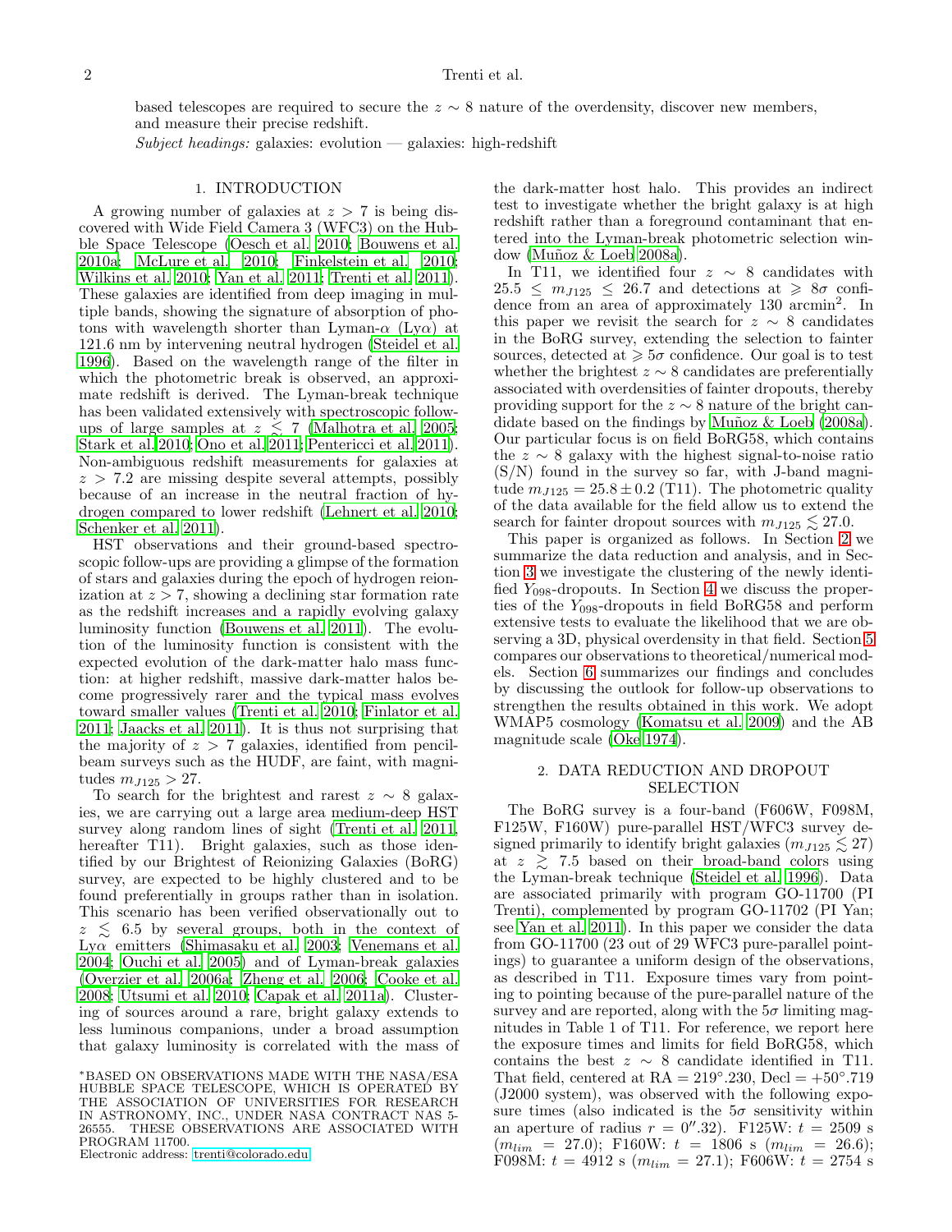based telescopes are required to secure the $z \sim 8$ nature of the overdensity, discover new members, and measure their precise redshift.

*Subject headings:* galaxies: evolution — galaxies: high-redshift

## 1. INTRODUCTION

A growing number of galaxies at $z > 7$ is being discovered with Wide Field Camera 3 (WFC3) on the Hubble Space Telescope (Oesch et al. 2010; Bouwens et al. 2010a; McLure et al. 2010; Finkelstein et al. 2010; Wilkins et al. 2010; Yan et al. 2011; Trenti et al. 2011). These galaxies are identified from deep imaging in multiple bands, showing the signature of absorption of photons with wavelength shorter than Lyman-$\alpha$ (Ly$\alpha$) at 121.6 nm by intervening neutral hydrogen (Steidel et al. 1996). Based on the wavelength range of the filter in which the photometric break is observed, an approximate redshift is derived. The Lyman-break technique has been validated extensively with spectroscopic follow-ups of large samples at $z \lesssim 7$ (Malhotra et al. 2005; Stark et al. 2010; Ono et al. 2011; Pentericci et al. 2011). Non-ambiguous redshift measurements for galaxies at $z > 7.2$ are missing despite several attempts, possibly because of an increase in the neutral fraction of hydrogen compared to lower redshift (Lehnert et al. 2010; Schenker et al. 2011).

HST observations and their ground-based spectroscopic follow-ups are providing a glimpse of the formation of stars and galaxies during the epoch of hydrogen reionization at $z > 7$, showing a declining star formation rate as the redshift increases and a rapidly evolving galaxy luminosity function (Bouwens et al. 2011). The evolution of the luminosity function is consistent with the expected evolution of the dark-matter halo mass function: at higher redshift, massive dark-matter halos become progressively rarer and the typical mass evolves toward smaller values (Trenti et al. 2010; Finlator et al. 2011; Jaacks et al. 2011). It is thus not surprising that the majority of $z > 7$ galaxies, identified from pencil-beam surveys such as the HUDF, are faint, with magnitudes $m_{J125} > 27$.

To search for the brightest and rarest $z \sim 8$ galaxies, we are carrying out a large area medium-deep HST survey along random lines of sight (Trenti et al. 2011, hereafter T11). Bright galaxies, such as those identified by our Brightest of Reionizing Galaxies (BoRG) survey, are expected to be highly clustered and to be found preferentially in groups rather than in isolation. This scenario has been verified observationally out to $z \lesssim 6.5$ by several groups, both in the context of Ly$\alpha$ emitters (Shimasaku et al. 2003; Venemans et al. 2004; Ouchi et al. 2005) and of Lyman-break galaxies (Overzier et al. 2006a; Zheng et al. 2006; Cooke et al. 2008; Utsumi et al. 2010; Capak et al. 2011a). Clustering of sources around a rare, bright galaxy extends to less luminous companions, under a broad assumption that galaxy luminosity is correlated with the mass of the dark-matter host halo. This provides an indirect test to investigate whether the bright galaxy is at high redshift rather than a foreground contaminant that entered into the Lyman-break photometric selection window (Muñoz & Loeb 2008a).

In T11, we identified four $z \sim 8$ candidates with $25.5 \leq m_{J125} \leq 26.7$ and detections at $\geqslant 8\sigma$ confidence from an area of approximately 130 arcmin$^2$. In this paper we revisit the search for $z \sim 8$ candidates in the BoRG survey, extending the selection to fainter sources, detected at $\geqslant 5\sigma$ confidence. Our goal is to test whether the brightest $z \sim 8$ candidates are preferentially associated with overdensities of fainter dropouts, thereby providing support for the $z \sim 8$ nature of the bright candidate based on the findings by Muñoz & Loeb (2008a). Our particular focus is on field BoRG58, which contains the $z \sim 8$ galaxy with the highest signal-to-noise ratio (S/N) found in the survey so far, with J-band magnitude $m_{J125} = 25.8 \pm 0.2$ (T11). The photometric quality of the data available for the field allow us to extend the search for fainter dropout sources with $m_{J125} \lesssim 27.0$.

This paper is organized as follows. In Section 2 we summarize the data reduction and analysis, and in Section 3 we investigate the clustering of the newly identified $Y_{098}$-dropouts. In Section 4 we discuss the properties of the $Y_{098}$-dropouts in field BoRG58 and perform extensive tests to evaluate the likelihood that we are observing a 3D, physical overdensity in that field. Section 5 compares our observations to theoretical/numerical models. Section 6 summarizes our findings and concludes by discussing the outlook for follow-up observations to strengthen the results obtained in this work. We adopt WMAP5 cosmology (Komatsu et al. 2009) and the AB magnitude scale (Oke 1974).

## 2. DATA REDUCTION AND DROPOUT SELECTION

The BoRG survey is a four-band (F606W, F098M, F125W, F160W) pure-parallel HST/WFC3 survey designed primarily to identify bright galaxies ($m_{J125} \lesssim 27$) at $z \gtrsim 7.5$ based on their broad-band colors using the Lyman-break technique (Steidel et al. 1996). Data are associated primarily with program GO-11700 (PI Trenti), complemented by program GO-11702 (PI Yan; see Yan et al. 2011). In this paper we consider the data from GO-11700 (23 out of 29 WFC3 pure-parallel pointings) to guarantee a uniform design of the observations, as described in T11. Exposure times vary from pointing to pointing because of the pure-parallel nature of the survey and are reported, along with the $5\sigma$ limiting magnitudes in Table 1 of T11. For reference, we report here the exposure times and limits for field BoRG58, which contains the best $z \sim 8$ candidate identified in T11. That field, centered at RA = 219°.230, Decl = +50°.719 (J2000 system), was observed with the following exposure times (also indicated is the $5\sigma$ sensitivity within an aperture of radius $r = 0''.32$). F125W: $t = 2509$ s ($m_{lim} = 27.0$); F160W: $t = 1806$ s ($m_{lim} = 26.6$); F098M: $t = 4912$ s ($m_{lim} = 27.1$); F606W: $t = 2754$ s

*BASED ON OBSERVATIONS MADE WITH THE NASA/ESA HUBBLE SPACE TELESCOPE, WHICH IS OPERATED BY THE ASSOCIATION OF UNIVERSITIES FOR RESEARCH IN ASTRONOMY, INC., UNDER NASA CONTRACT NAS 5-26555. THESE OBSERVATIONS ARE ASSOCIATED WITH PROGRAM 11700.
Electronic address: trenti@colorado.edu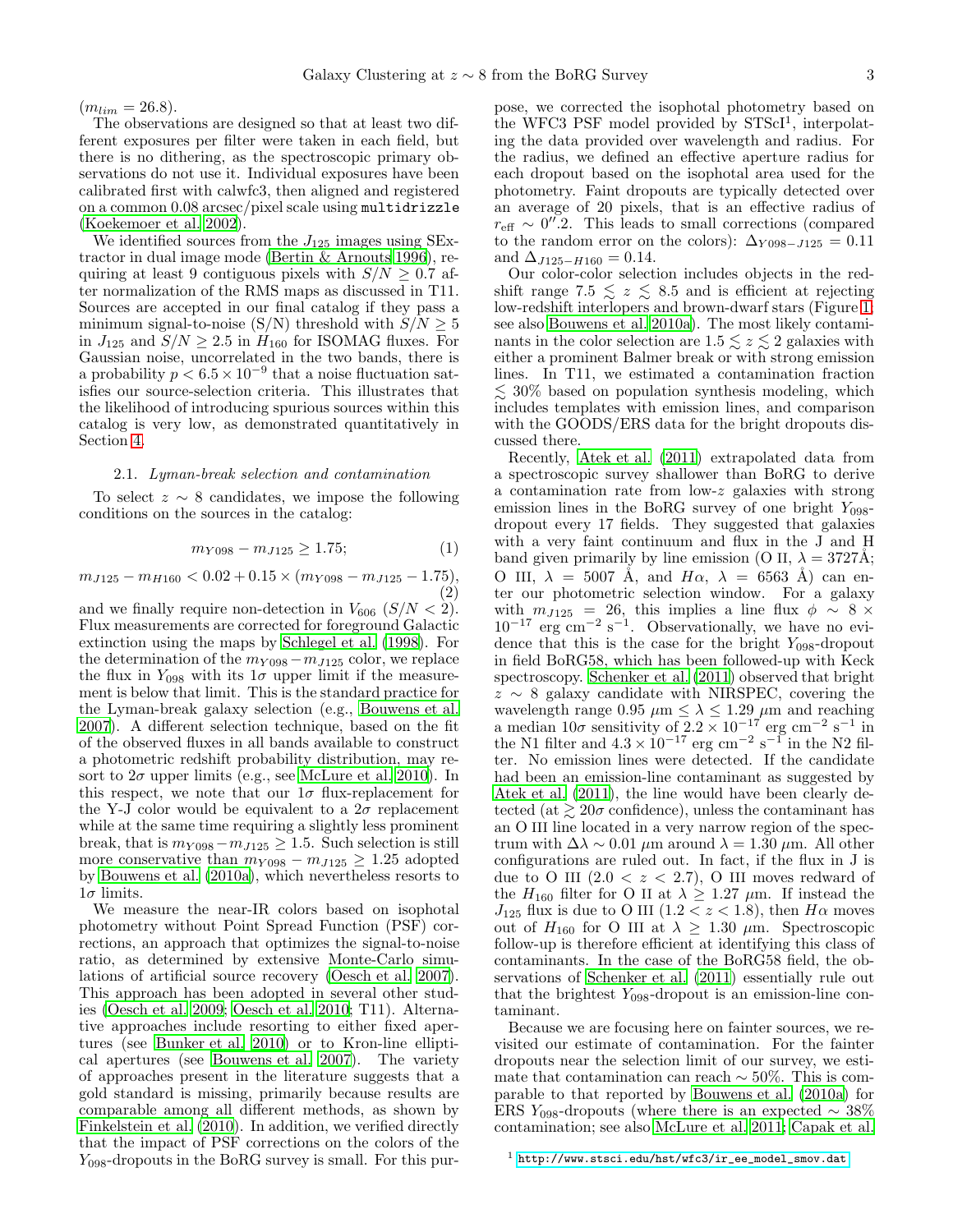($m_{lim} = 26.8$).

The observations are designed so that at least two different exposures per filter were taken in each field, but there is no dithering, as the spectroscopic primary observations do not use it. Individual exposures have been calibrated first with calwfc3, then aligned and registered on a common 0.08 arcsec/pixel scale using `multidrizzle` (Koekemoer et al. 2002).

We identified sources from the $J_{125}$ images using SExtractor in dual image mode (Bertin & Arnouts 1996), requiring at least 9 contiguous pixels with $S/N \geq 0.7$ after normalization of the RMS maps as discussed in T11. Sources are accepted in our final catalog if they pass a minimum signal-to-noise (S/N) threshold with $S/N \geq 5$ in $J_{125}$ and $S/N \geq 2.5$ in $H_{160}$ for ISOMAG fluxes. For Gaussian noise, uncorrelated in the two bands, there is a probability $p < 6.5 \times 10^{-9}$ that a noise fluctuation satisfies our source-selection criteria. This illustrates that the likelihood of introducing spurious sources within this catalog is very low, as demonstrated quantitatively in Section 4.

### 2.1. *Lyman-break selection and contamination*

To select $z \sim 8$ candidates, we impose the following conditions on the sources in the catalog:

$$m_{Y098} - m_{J125} \geq 1.75; \tag{1}$$

$$m_{J125} - m_{H160} < 0.02 + 0.15 \times (m_{Y098} - m_{J125} - 1.75), \tag{2}$$

and we finally require non-detection in $V_{606}$ ($S/N < 2$). Flux measurements are corrected for foreground Galactic extinction using the maps by Schlegel et al. (1998). For the determination of the $m_{Y098} - m_{J125}$ color, we replace the flux in $Y_{098}$ with its $1\sigma$ upper limit if the measurement is below that limit. This is the standard practice for the Lyman-break galaxy selection (e.g., Bouwens et al. 2007). A different selection technique, based on the fit of the observed fluxes in all bands available to construct a photometric redshift probability distribution, may resort to $2\sigma$ upper limits (e.g., see McLure et al. 2010). In this respect, we note that our $1\sigma$ flux-replacement for the Y-J color would be equivalent to a $2\sigma$ replacement while at the same time requiring a slightly less prominent break, that is $m_{Y098} - m_{J125} \geq 1.5$. Such selection is still more conservative than $m_{Y098} - m_{J125} \geq 1.25$ adopted by Bouwens et al. (2010a), which nevertheless resorts to $1\sigma$ limits.

We measure the near-IR colors based on isophotal photometry without Point Spread Function (PSF) corrections, an approach that optimizes the signal-to-noise ratio, as determined by extensive Monte-Carlo simulations of artificial source recovery (Oesch et al. 2007). This approach has been adopted in several other studies (Oesch et al. 2009; Oesch et al. 2010; T11). Alternative approaches include resorting to either fixed apertures (see Bunker et al. 2010) or to Kron-line elliptical apertures (see Bouwens et al. 2007). The variety of approaches present in the literature suggests that a gold standard is missing, primarily because results are comparable among all different methods, as shown by Finkelstein et al. (2010). In addition, we verified directly that the impact of PSF corrections on the colors of the $Y_{098}$-dropouts in the BoRG survey is small. For this purpose, we corrected the isophotal photometry based on the WFC3 PSF model provided by STScI[1], interpolating the data provided over wavelength and radius. For the radius, we defined an effective aperture radius for each dropout based on the isophotal area used for the photometry. Faint dropouts are typically detected over an average of 20 pixels, that is an effective radius of $r_{\rm eff} \sim 0''.2$. This leads to small corrections (compared to the random error on the colors): $\Delta_{Y098-J125} = 0.11$ and $\Delta_{J125-H160} = 0.14$.

Our color-color selection includes objects in the redshift range $7.5 \lesssim z \lesssim 8.5$ and is efficient at rejecting low-redshift interlopers and brown-dwarf stars (Figure 1, see also Bouwens et al. 2010a). The most likely contaminants in the color selection are $1.5 \lesssim z \lesssim 2$ galaxies with either a prominent Balmer break or with strong emission lines. In T11, we estimated a contamination fraction $\lesssim 30\%$ based on population synthesis modeling, which includes templates with emission lines, and comparison with the GOODS/ERS data for the bright dropouts discussed there.

Recently, Atek et al. (2011) extrapolated data from a spectroscopic survey shallower than BoRG to derive a contamination rate from low-$z$ galaxies with strong emission lines in the BoRG survey of one bright $Y_{098}$-dropout every 17 fields. They suggested that galaxies with a very faint continuum and flux in the J and H band given primarily by line emission (O II, $\lambda = 3727$Å; O III, $\lambda = 5007$ Å, and $H\alpha$, $\lambda = 6563$ Å) can enter our photometric selection window. For a galaxy with $m_{J125} = 26$, this implies a line flux $\phi \sim 8 \times 10^{-17}$ erg cm$^{-2}$ s$^{-1}$. Observationally, we have no evidence that this is the case for the bright $Y_{098}$-dropout in field BoRG58, which has been followed-up with Keck spectroscopy. Schenker et al. (2011) observed that bright $z \sim 8$ galaxy candidate with NIRSPEC, covering the wavelength range $0.95\ \mu$m $\leq \lambda \leq 1.29\ \mu$m and reaching a median $10\sigma$ sensitivity of $2.2 \times 10^{-17}$ erg cm$^{-2}$ s$^{-1}$ in the N1 filter and $4.3 \times 10^{-17}$ erg cm$^{-2}$ s$^{-1}$ in the N2 filter. No emission lines were detected. If the candidate had been an emission-line contaminant as suggested by Atek et al. (2011), the line would have been clearly detected (at $\gtrsim 20\sigma$ confidence), unless the contaminant has an O III line located in a very narrow region of the spectrum with $\Delta\lambda \sim 0.01\ \mu$m around $\lambda = 1.30\ \mu$m. All other configurations are ruled out. In fact, if the flux in J is due to O III ($2.0 < z < 2.7$), O III moves redward of the $H_{160}$ filter for O II at $\lambda \geq 1.27\ \mu$m. If instead the $J_{125}$ flux is due to O III ($1.2 < z < 1.8$), then $H\alpha$ moves out of $H_{160}$ for O III at $\lambda \geq 1.30\ \mu$m. Spectroscopic follow-up is therefore efficient at identifying this class of contaminants. In the case of the BoRG58 field, the observations of Schenker et al. (2011) essentially rule out that the brightest $Y_{098}$-dropout is an emission-line contaminant.

Because we are focusing here on fainter sources, we revisited our estimate of contamination. For the fainter dropouts near the selection limit of our survey, we estimate that contamination can reach $\sim 50\%$. This is comparable to that reported by Bouwens et al. (2010a) for ERS $Y_{098}$-dropouts (where there is an expected $\sim 38\%$ contamination; see also McLure et al. 2011; Capak et al.

[1] http://www.stsci.edu/hst/wfc3/ir_ee_model_smov.dat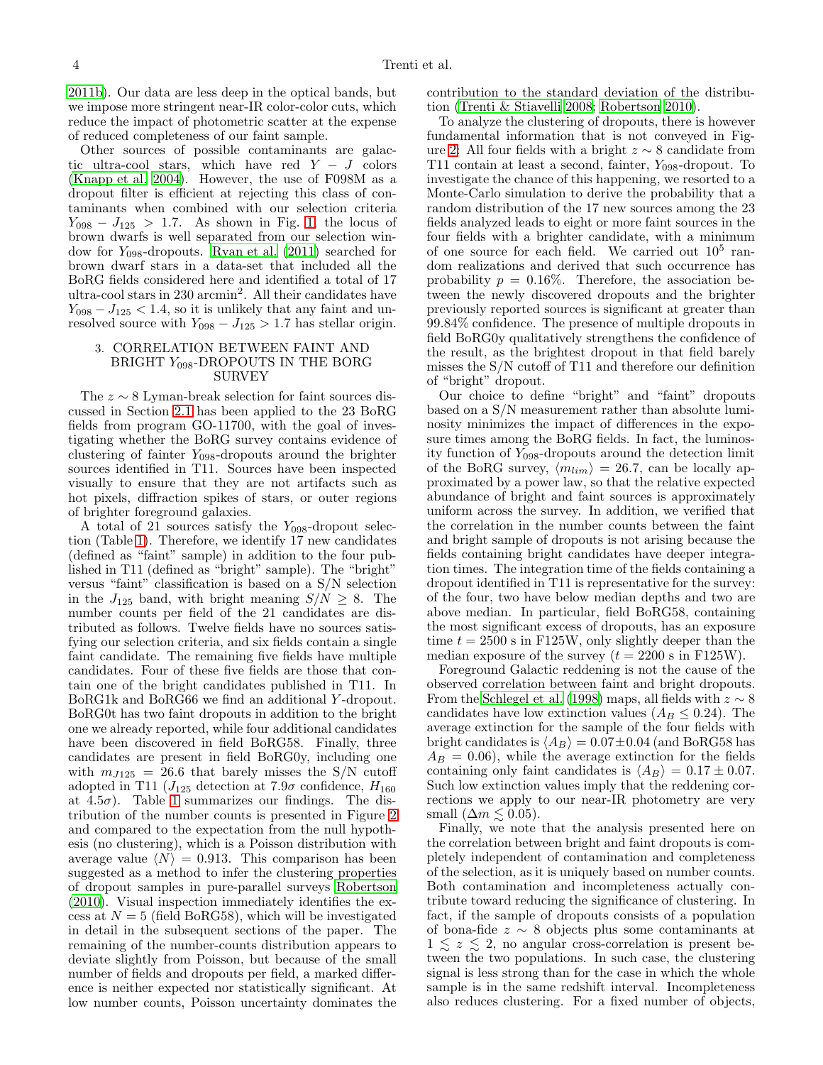2011b). Our data are less deep in the optical bands, but we impose more stringent near-IR color-color cuts, which reduce the impact of photometric scatter at the expense of reduced completeness of our faint sample.

Other sources of possible contaminants are galactic ultra-cool stars, which have red $Y - J$ colors (Knapp et al. 2004). However, the use of F098M as a dropout filter is efficient at rejecting this class of contaminants when combined with our selection criteria $Y_{098} - J_{125} > 1.7$. As shown in Fig. 1, the locus of brown dwarfs is well separated from our selection window for $Y_{098}$-dropouts. Ryan et al. (2011) searched for brown dwarf stars in a data-set that included all the BoRG fields considered here and identified a total of 17 ultra-cool stars in 230 arcmin$^2$. All their candidates have $Y_{098} - J_{125} < 1.4$, so it is unlikely that any faint and unresolved source with $Y_{098} - J_{125} > 1.7$ has stellar origin.

## 3. CORRELATION BETWEEN FAINT AND BRIGHT $Y_{098}$-DROPOUTS IN THE BORG SURVEY

The $z \sim 8$ Lyman-break selection for faint sources discussed in Section 2.1 has been applied to the 23 BoRG fields from program GO-11700, with the goal of investigating whether the BoRG survey contains evidence of clustering of fainter $Y_{098}$-dropouts around the brighter sources identified in T11. Sources have been inspected visually to ensure that they are not artifacts such as hot pixels, diffraction spikes of stars, or outer regions of brighter foreground galaxies.

A total of 21 sources satisfy the $Y_{098}$-dropout selection (Table 1). Therefore, we identify 17 new candidates (defined as "faint" sample) in addition to the four published in T11 (defined as "bright" sample). The "bright" versus "faint" classification is based on a S/N selection in the $J_{125}$ band, with bright meaning $S/N \geq 8$. The number counts per field of the 21 candidates are distributed as follows. Twelve fields have no sources satisfying our selection criteria, and six fields contain a single faint candidate. The remaining five fields have multiple candidates. Four of these five fields are those that contain one of the bright candidates published in T11. In BoRG1k and BoRG66 we find an additional $Y$-dropout. BoRG0t has two faint dropouts in addition to the bright one we already reported, while four additional candidates have been discovered in field BoRG58. Finally, three candidates are present in field BoRG0y, including one with $m_{J125} = 26.6$ that barely misses the S/N cutoff adopted in T11 ($J_{125}$ detection at $7.9\sigma$ confidence, $H_{160}$ at $4.5\sigma$). Table 1 summarizes our findings. The distribution of the number counts is presented in Figure 2 and compared to the expectation from the null hypothesis (no clustering), which is a Poisson distribution with average value $\langle N \rangle = 0.913$. This comparison has been suggested as a method to infer the clustering properties of dropout samples in pure-parallel surveys Robertson (2010). Visual inspection immediately identifies the excess at $N = 5$ (field BoRG58), which will be investigated in detail in the subsequent sections of the paper. The remaining of the number-counts distribution appears to deviate slightly from Poisson, but because of the small number of fields and dropouts per field, a marked difference is neither expected nor statistically significant. At low number counts, Poisson uncertainty dominates the contribution to the standard deviation of the distribution (Trenti & Stiavelli 2008; Robertson 2010).

To analyze the clustering of dropouts, there is however fundamental information that is not conveyed in Figure 2: All four fields with a bright $z \sim 8$ candidate from T11 contain at least a second, fainter, $Y_{098}$-dropout. To investigate the chance of this happening, we resorted to a Monte-Carlo simulation to derive the probability that a random distribution of the 17 new sources among the 23 fields analyzed leads to eight or more faint sources in the four fields with a brighter candidate, with a minimum of one source for each field. We carried out $10^5$ random realizations and derived that such occurrence has probability $p = 0.16\%$. Therefore, the association between the newly discovered dropouts and the brighter previously reported sources is significant at greater than 99.84% confidence. The presence of multiple dropouts in field BoRG0y qualitatively strengthens the confidence of the result, as the brightest dropout in that field barely misses the S/N cutoff of T11 and therefore our definition of "bright" dropout.

Our choice to define "bright" and "faint" dropouts based on a S/N measurement rather than absolute luminosity minimizes the impact of differences in the exposure times among the BoRG fields. In fact, the luminosity function of $Y_{098}$-dropouts around the detection limit of the BoRG survey, $\langle m_{lim} \rangle = 26.7$, can be locally approximated by a power law, so that the relative expected abundance of bright and faint sources is approximately uniform across the survey. In addition, we verified that the correlation in the number counts between the faint and bright sample of dropouts is not arising because the fields containing bright candidates have deeper integration times. The integration time of the fields containing a dropout identified in T11 is representative for the survey: of the four, two have below median depths and two are above median. In particular, field BoRG58, containing the most significant excess of dropouts, has an exposure time $t = 2500$ s in F125W, only slightly deeper than the median exposure of the survey ($t = 2200$ s in F125W).

Foreground Galactic reddening is not the cause of the observed correlation between faint and bright dropouts. From the Schlegel et al. (1998) maps, all fields with $z \sim 8$ candidates have low extinction values ($A_B \leq 0.24$). The average extinction for the sample of the four fields with bright candidates is $\langle A_B \rangle = 0.07 \pm 0.04$ (and BoRG58 has $A_B = 0.06$), while the average extinction for the fields containing only faint candidates is $\langle A_B \rangle = 0.17 \pm 0.07$. Such low extinction values imply that the reddening corrections we apply to our near-IR photometry are very small ($\Delta m \lesssim 0.05$).

Finally, we note that the analysis presented here on the correlation between bright and faint dropouts is completely independent of contamination and completeness of the selection, as it is uniquely based on number counts. Both contamination and incompleteness actually contribute toward reducing the significance of clustering. In fact, if the sample of dropouts consists of a population of bona-fide $z \sim 8$ objects plus some contaminants at $1 \lesssim z \lesssim 2$, no angular cross-correlation is present between the two populations. In such case, the clustering signal is less strong than for the case in which the whole sample is in the same redshift interval. Incompleteness also reduces clustering. For a fixed number of objects,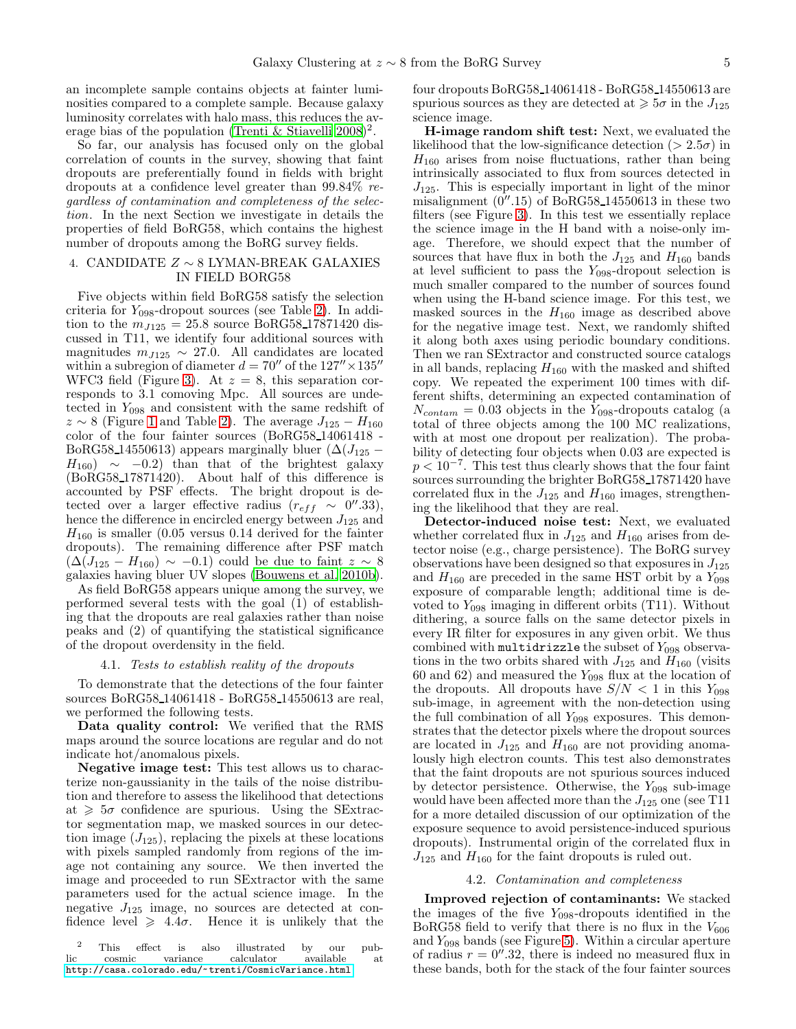an incomplete sample contains objects at fainter luminosities compared to a complete sample. Because galaxy luminosity correlates with halo mass, this reduces the average bias of the population (Trenti & Stiavelli 2008)[2].

So far, our analysis has focused only on the global correlation of counts in the survey, showing that faint dropouts are preferentially found in fields with bright dropouts at a confidence level greater than 99.84% *regardless of contamination and completeness of the selection*. In the next Section we investigate in details the properties of field BoRG58, which contains the highest number of dropouts among the BoRG survey fields.

## 4. CANDIDATE $Z \sim 8$ LYMAN-BREAK GALAXIES IN FIELD BORG58

Five objects within field BoRG58 satisfy the selection criteria for $Y_{098}$-dropout sources (see Table 2). In addition to the $m_{J125} = 25.8$ source BoRG58_17871420 discussed in T11, we identify four additional sources with magnitudes $m_{J125} \sim 27.0$. All candidates are located within a subregion of diameter $d = 70''$ of the $127'' \times 135''$ WFC3 field (Figure 3). At $z = 8$, this separation corresponds to 3.1 comoving Mpc. All sources are undetected in $Y_{098}$ and consistent with the same redshift of $z \sim 8$ (Figure 1 and Table 2). The average $J_{125} - H_{160}$ color of the four fainter sources (BoRG58_14061418 - BoRG58_14550613) appears marginally bluer ($\Delta(J_{125} - H_{160}) \sim -0.2$) than that of the brightest galaxy (BoRG58_17871420). About half of this difference is accounted by PSF effects. The bright dropout is detected over a larger effective radius ($r_{eff} \sim 0''.33$), hence the difference in encircled energy between $J_{125}$ and $H_{160}$ is smaller (0.05 versus 0.14 derived for the fainter dropouts). The remaining difference after PSF match ($\Delta(J_{125} - H_{160}) \sim -0.1$) could be due to faint $z \sim 8$ galaxies having bluer UV slopes (Bouwens et al. 2010b).

As field BoRG58 appears unique among the survey, we performed several tests with the goal (1) of establishing that the dropouts are real galaxies rather than noise peaks and (2) of quantifying the statistical significance of the dropout overdensity in the field.

### 4.1. *Tests to establish reality of the dropouts*

To demonstrate that the detections of the four fainter sources BoRG58_14061418 - BoRG58_14550613 are real, we performed the following tests.

**Data quality control:** We verified that the RMS maps around the source locations are regular and do not indicate hot/anomalous pixels.

**Negative image test:** This test allows us to characterize non-gaussianity in the tails of the noise distribution and therefore to assess the likelihood that detections at $\geqslant 5\sigma$ confidence are spurious. Using the SExtractor segmentation map, we masked sources in our detection image ($J_{125}$), replacing the pixels at these locations with pixels sampled randomly from regions of the image not containing any source. We then inverted the image and proceeded to run SExtractor with the same parameters used for the actual science image. In the negative $J_{125}$ image, no sources are detected at confidence level $\geqslant 4.4\sigma$. Hence it is unlikely that the four dropouts BoRG58_14061418 - BoRG58_14550613 are spurious sources as they are detected at $\geqslant 5\sigma$ in the $J_{125}$ science image.

**H-image random shift test:** Next, we evaluated the likelihood that the low-significance detection ($> 2.5\sigma$) in $H_{160}$ arises from noise fluctuations, rather than being intrinsically associated to flux from sources detected in $J_{125}$. This is especially important in light of the minor misalignment ($0''.15$) of BoRG58_14550613 in these two filters (see Figure 3). In this test we essentially replace the science image in the H band with a noise-only image. Therefore, we should expect that the number of sources that have flux in both the $J_{125}$ and $H_{160}$ bands at level sufficient to pass the $Y_{098}$-dropout selection is much smaller compared to the number of sources found when using the H-band science image. For this test, we masked sources in the $H_{160}$ image as described above for the negative image test. Next, we randomly shifted it along both axes using periodic boundary conditions. Then we ran SExtractor and constructed source catalogs in all bands, replacing $H_{160}$ with the masked and shifted copy. We repeated the experiment 100 times with different shifts, determining an expected contamination of $N_{contam} = 0.03$ objects in the $Y_{098}$-dropouts catalog (a total of three objects among the 100 MC realizations, with at most one dropout per realization). The probability of detecting four objects when 0.03 are expected is $p < 10^{-7}$. This test thus clearly shows that the four faint sources surrounding the brighter BoRG58_17871420 have correlated flux in the $J_{125}$ and $H_{160}$ images, strengthening the likelihood that they are real.

**Detector-induced noise test:** Next, we evaluated whether correlated flux in $J_{125}$ and $H_{160}$ arises from detector noise (e.g., charge persistence). The BoRG survey observations have been designed so that exposures in $J_{125}$ and $H_{160}$ are preceded in the same HST orbit by a $Y_{098}$ exposure of comparable length; additional time is devoted to $Y_{098}$ imaging in different orbits (T11). Without dithering, a source falls on the same detector pixels in every IR filter for exposures in any given orbit. We thus combined with `multidrizzle` the subset of $Y_{098}$ observations in the two orbits shared with $J_{125}$ and $H_{160}$ (visits 60 and 62) and measured the $Y_{098}$ flux at the location of the dropouts. All dropouts have $S/N < 1$ in this $Y_{098}$ sub-image, in agreement with the non-detection using the full combination of all $Y_{098}$ exposures. This demonstrates that the detector pixels where the dropout sources are located in $J_{125}$ and $H_{160}$ are not providing anomalously high electron counts. This test also demonstrates that the faint dropouts are not spurious sources induced by detector persistence. Otherwise, the $Y_{098}$ sub-image would have been affected more than the $J_{125}$ one (see T11 for a more detailed discussion of our optimization of the exposure sequence to avoid persistence-induced spurious dropouts). Instrumental origin of the correlated flux in $J_{125}$ and $H_{160}$ for the faint dropouts is ruled out.

### 4.2. *Contamination and completeness*

**Improved rejection of contaminants:** We stacked the images of the five $Y_{098}$-dropouts identified in the BoRG58 field to verify that there is no flux in the $V_{606}$ and $Y_{098}$ bands (see Figure 5). Within a circular aperture of radius $r = 0''.32$, there is indeed no measured flux in these bands, both for the stack of the four fainter sources

[2] This effect is also illustrated by our public cosmic variance calculator available at http://casa.colorado.edu/~trenti/CosmicVariance.html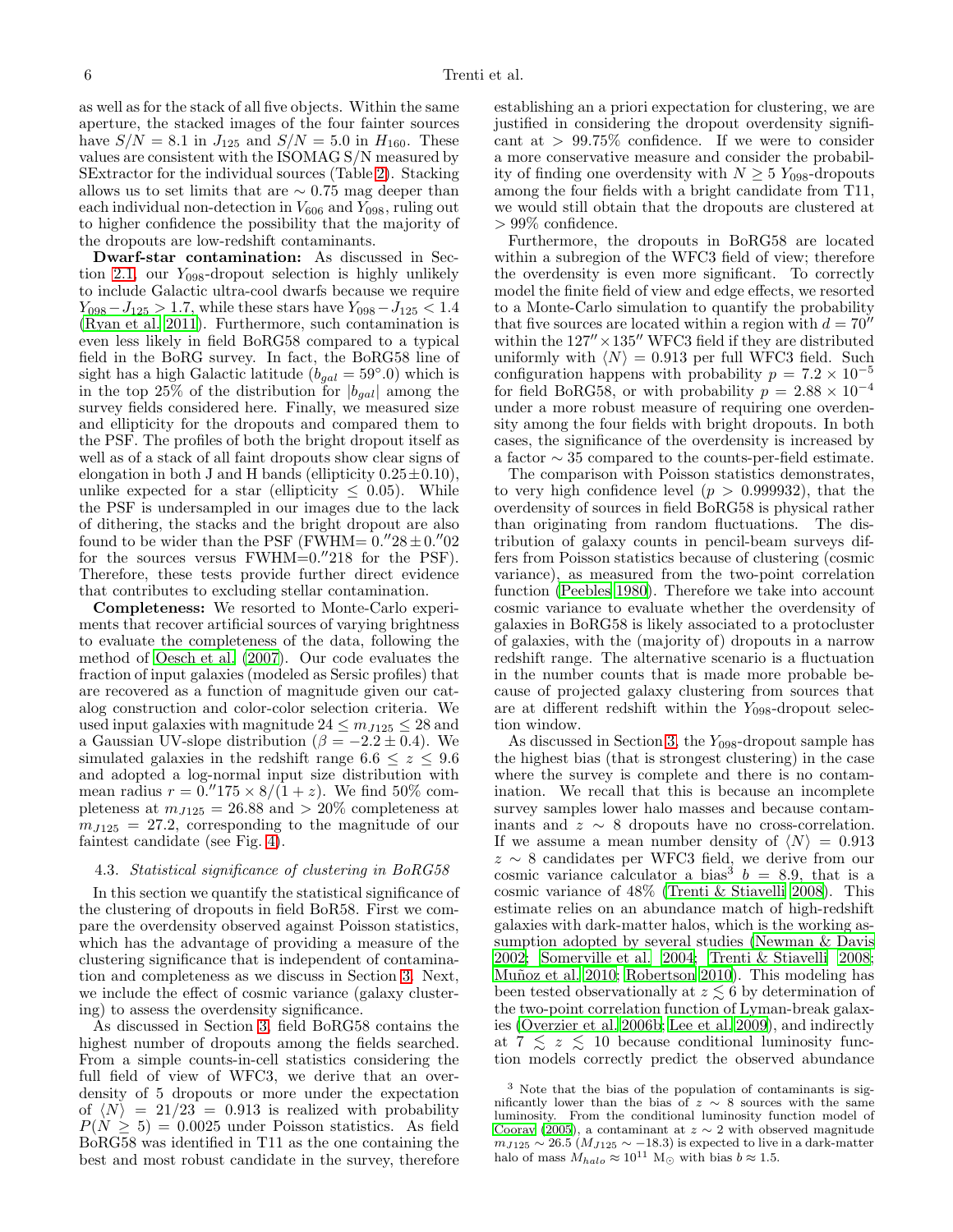as well as for the stack of all five objects. Within the same aperture, the stacked images of the four fainter sources have $S/N = 8.1$ in $J_{125}$ and $S/N = 5.0$ in $H_{160}$. These values are consistent with the ISOMAG S/N measured by SExtractor for the individual sources (Table 2). Stacking allows us to set limits that are $\sim 0.75$ mag deeper than each individual non-detection in $V_{606}$ and $Y_{098}$, ruling out to higher confidence the possibility that the majority of the dropouts are low-redshift contaminants.

**Dwarf-star contamination:** As discussed in Section 2.1, our $Y_{098}$-dropout selection is highly unlikely to include Galactic ultra-cool dwarfs because we require $Y_{098} - J_{125} > 1.7$, while these stars have $Y_{098} - J_{125} < 1.4$ (Ryan et al. 2011). Furthermore, such contamination is even less likely in field BoRG58 compared to a typical field in the BoRG survey. In fact, the BoRG58 line of sight has a high Galactic latitude ($b_{gal} = 59^{\circ}.0$) which is in the top 25% of the distribution for $|b_{gal}|$ among the survey fields considered here. Finally, we measured size and ellipticity for the dropouts and compared them to the PSF. The profiles of both the bright dropout itself as well as of a stack of all faint dropouts show clear signs of elongation in both J and H bands (ellipticity $0.25 \pm 0.10$), unlike expected for a star (ellipticity $\leq 0.05$). While the PSF is undersampled in our images due to the lack of dithering, the stacks and the bright dropout are also found to be wider than the PSF (FWHM$= 0.''28 \pm 0.''02$ for the sources versus FWHM$=0.''218$ for the PSF). Therefore, these tests provide further direct evidence that contributes to excluding stellar contamination.

**Completeness:** We resorted to Monte-Carlo experiments that recover artificial sources of varying brightness to evaluate the completeness of the data, following the method of Oesch et al. (2007). Our code evaluates the fraction of input galaxies (modeled as Sersic profiles) that are recovered as a function of magnitude given our catalog construction and color-color selection criteria. We used input galaxies with magnitude $24 \leq m_{J125} \leq 28$ and a Gaussian UV-slope distribution ($\beta = -2.2 \pm 0.4$). We simulated galaxies in the redshift range $6.6 \leq z \leq 9.6$ and adopted a log-normal input size distribution with mean radius $r = 0.''175 \times 8/(1 + z)$. We find 50% completeness at $m_{J125} = 26.88$ and $> 20\%$ completeness at $m_{J125} = 27.2$, corresponding to the magnitude of our faintest candidate (see Fig. 4).

### 4.3. *Statistical significance of clustering in BoRG58*

In this section we quantify the statistical significance of the clustering of dropouts in field BoR58. First we compare the overdensity observed against Poisson statistics, which has the advantage of providing a measure of the clustering significance that is independent of contamination and completeness as we discuss in Section 3. Next, we include the effect of cosmic variance (galaxy clustering) to assess the overdensity significance.

As discussed in Section 3, field BoRG58 contains the highest number of dropouts among the fields searched. From a simple counts-in-cell statistics considering the full field of view of WFC3, we derive that an overdensity of 5 dropouts or more under the expectation of $\langle N \rangle = 21/23 = 0.913$ is realized with probability $P(N \geq 5) = 0.0025$ under Poisson statistics. As field BoRG58 was identified in T11 as the one containing the best and most robust candidate in the survey, therefore establishing an a priori expectation for clustering, we are justified in considering the dropout overdensity significant at $> 99.75\%$ confidence. If we were to consider a more conservative measure and consider the probability of finding one overdensity with $N \geq 5$ $Y_{098}$-dropouts among the four fields with a bright candidate from T11, we would still obtain that the dropouts are clustered at $> 99\%$ confidence.

Furthermore, the dropouts in BoRG58 are located within a subregion of the WFC3 field of view; therefore the overdensity is even more significant. To correctly model the finite field of view and edge effects, we resorted to a Monte-Carlo simulation to quantify the probability that five sources are located within a region with $d = 70''$ within the $127'' \times 135''$ WFC3 field if they are distributed uniformly with $\langle N \rangle = 0.913$ per full WFC3 field. Such configuration happens with probability $p = 7.2 \times 10^{-5}$ for field BoRG58, or with probability $p = 2.88 \times 10^{-4}$ under a more robust measure of requiring one overdensity among the four fields with bright dropouts. In both cases, the significance of the overdensity is increased by a factor $\sim 35$ compared to the counts-per-field estimate.

The comparison with Poisson statistics demonstrates, to very high confidence level ($p > 0.999932$), that the overdensity of sources in field BoRG58 is physical rather than originating from random fluctuations. The distribution of galaxy counts in pencil-beam surveys differs from Poisson statistics because of clustering (cosmic variance), as measured from the two-point correlation function (Peebles 1980). Therefore we take into account cosmic variance to evaluate whether the overdensity of galaxies in BoRG58 is likely associated to a protocluster of galaxies, with the (majority of) dropouts in a narrow redshift range. The alternative scenario is a fluctuation in the number counts that is made more probable because of projected galaxy clustering from sources that are at different redshift within the $Y_{098}$-dropout selection window.

As discussed in Section 3, the $Y_{098}$-dropout sample has the highest bias (that is strongest clustering) in the case where the survey is complete and there is no contamination. We recall that this is because an incomplete survey samples lower halo masses and because contaminants and $z \sim 8$ dropouts have no cross-correlation. If we assume a mean number density of $\langle N \rangle = 0.913$ $z \sim 8$ candidates per WFC3 field, we derive from our cosmic variance calculator a bias[3] $b = 8.9$, that is a cosmic variance of 48% (Trenti & Stiavelli 2008). This estimate relies on an abundance match of high-redshift galaxies with dark-matter halos, which is the working assumption adopted by several studies (Newman & Davis 2002; Somerville et al. 2004; Trenti & Stiavelli 2008; Muñoz et al. 2010; Robertson 2010). This modeling has been tested observationally at $z \lesssim 6$ by determination of the two-point correlation function of Lyman-break galaxies (Overzier et al. 2006b; Lee et al. 2009), and indirectly at $7 \lesssim z \lesssim 10$ because conditional luminosity function models correctly predict the observed abundance

[3] Note that the bias of the population of contaminants is significantly lower than the bias of $z \sim 8$ sources with the same luminosity. From the conditional luminosity function model of Cooray (2005), a contaminant at $z \sim 2$ with observed magnitude $m_{J125} \sim 26.5$ ($M_{J125} \sim -18.3$) is expected to live in a dark-matter halo of mass $M_{halo} \approx 10^{11}$ $M_{\odot}$ with bias $b \approx 1.5$.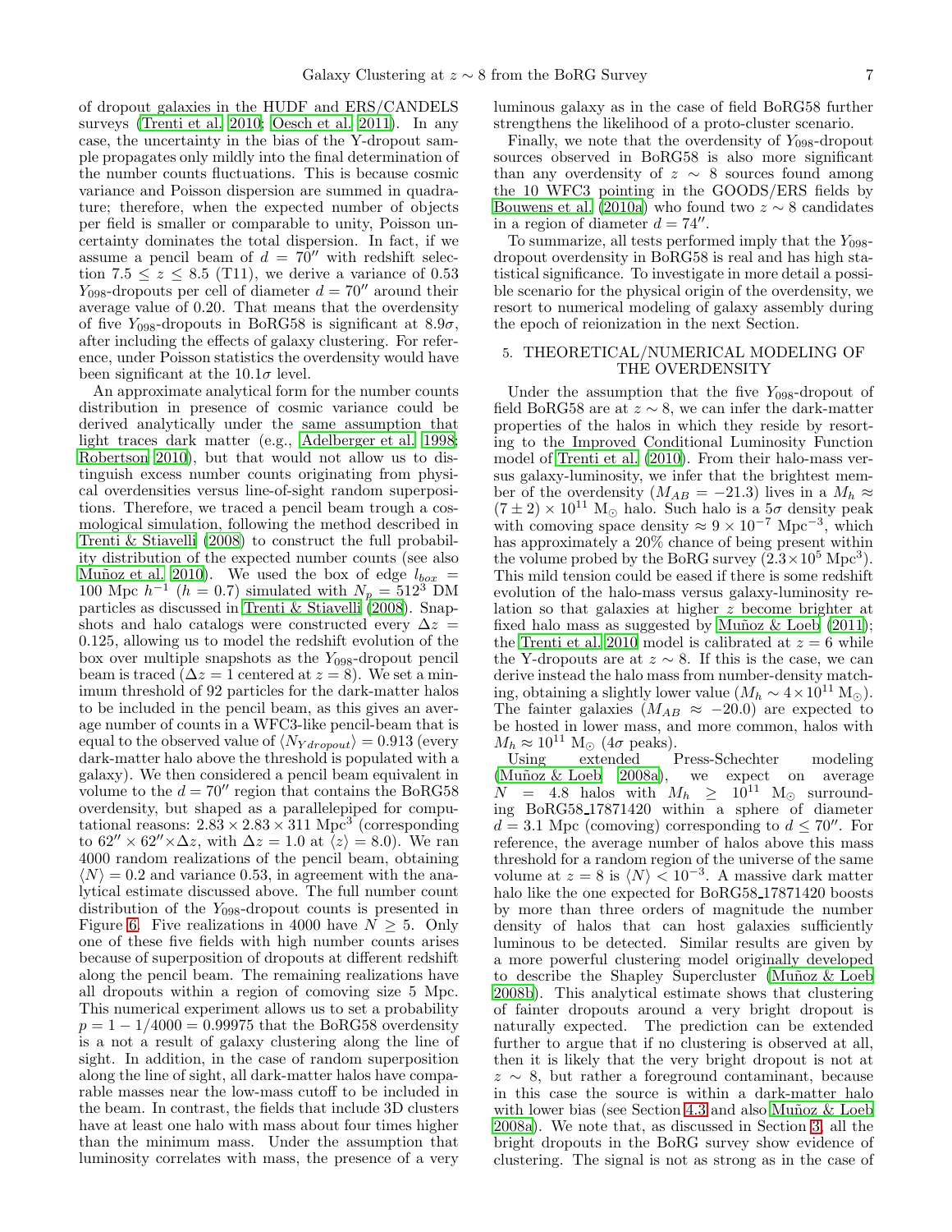of dropout galaxies in the HUDF and ERS/CANDELS surveys (Trenti et al. 2010; Oesch et al. 2011). In any case, the uncertainty in the bias of the Y-dropout sample propagates only mildly into the final determination of the number counts fluctuations. This is because cosmic variance and Poisson dispersion are summed in quadrature; therefore, when the expected number of objects per field is smaller or comparable to unity, Poisson uncertainty dominates the total dispersion. In fact, if we assume a pencil beam of $d = 70''$ with redshift selection $7.5 \leq z \leq 8.5$ (T11), we derive a variance of 0.53 $Y_{098}$-dropouts per cell of diameter $d = 70''$ around their average value of 0.20. That means that the overdensity of five $Y_{098}$-dropouts in BoRG58 is significant at $8.9\sigma$, after including the effects of galaxy clustering. For reference, under Poisson statistics the overdensity would have been significant at the $10.1\sigma$ level.

An approximate analytical form for the number counts distribution in presence of cosmic variance could be derived analytically under the same assumption that light traces dark matter (e.g., Adelberger et al. 1998; Robertson 2010), but that would not allow us to distinguish excess number counts originating from physical overdensities versus line-of-sight random superpositions. Therefore, we traced a pencil beam trough a cosmological simulation, following the method described in Trenti & Stiavelli (2008) to construct the full probability distribution of the expected number counts (see also Muñoz et al. 2010). We used the box of edge $l_{box} = 100$ Mpc $h^{-1}$ ($h = 0.7$) simulated with $N_p = 512^3$ DM particles as discussed in Trenti & Stiavelli (2008). Snapshots and halo catalogs were constructed every $\Delta z = 0.125$, allowing us to model the redshift evolution of the box over multiple snapshots as the $Y_{098}$-dropout pencil beam is traced ($\Delta z = 1$ centered at $z = 8$). We set a minimum threshold of 92 particles for the dark-matter halos to be included in the pencil beam, as this gives an average number of counts in a WFC3-like pencil-beam that is equal to the observed value of $\langle N_{Y dropout} \rangle = 0.913$ (every dark-matter halo above the threshold is populated with a galaxy). We then considered a pencil beam equivalent in volume to the $d = 70''$ region that contains the BoRG58 overdensity, but shaped as a parallelepiped for computational reasons: $2.83 \times 2.83 \times 311$ Mpc$^3$ (corresponding to $62'' \times 62'' \times \Delta z$, with $\Delta z = 1.0$ at $\langle z \rangle = 8.0$). We ran 4000 random realizations of the pencil beam, obtaining $\langle N \rangle = 0.2$ and variance 0.53, in agreement with the analytical estimate discussed above. The full number count distribution of the $Y_{098}$-dropout counts is presented in Figure 6. Five realizations in 4000 have $N \geq 5$. Only one of these five fields with high number counts arises because of superposition of dropouts at different redshift along the pencil beam. The remaining realizations have all dropouts within a region of comoving size 5 Mpc. This numerical experiment allows us to set a probability $p = 1 - 1/4000 = 0.99975$ that the BoRG58 overdensity is a not a result of galaxy clustering along the line of sight. In addition, in the case of random superposition along the line of sight, all dark-matter halos have comparable masses near the low-mass cutoff to be included in the beam. In contrast, the fields that include 3D clusters have at least one halo with mass about four times higher than the minimum mass. Under the assumption that luminosity correlates with mass, the presence of a very luminous galaxy as in the case of field BoRG58 further strengthens the likelihood of a proto-cluster scenario.

Finally, we note that the overdensity of $Y_{098}$-dropout sources observed in BoRG58 is also more significant than any overdensity of $z \sim 8$ sources found among the 10 WFC3 pointing in the GOODS/ERS fields by Bouwens et al. (2010a) who found two $z \sim 8$ candidates in a region of diameter $d = 74''$.

To summarize, all tests performed imply that the $Y_{098}$-dropout overdensity in BoRG58 is real and has high statistical significance. To investigate in more detail a possible scenario for the physical origin of the overdensity, we resort to numerical modeling of galaxy assembly during the epoch of reionization in the next Section.

## 5. THEORETICAL/NUMERICAL MODELING OF THE OVERDENSITY

Under the assumption that the five $Y_{098}$-dropout of field BoRG58 are at $z \sim 8$, we can infer the dark-matter properties of the halos in which they reside by resorting to the Improved Conditional Luminosity Function model of Trenti et al. (2010). From their halo-mass versus galaxy-luminosity, we infer that the brightest member of the overdensity ($M_{AB} = -21.3$) lives in a $M_h \approx (7 \pm 2) \times 10^{11}$ M$_\odot$ halo. Such halo is a $5\sigma$ density peak with comoving space density $\approx 9 \times 10^{-7}$ Mpc$^{-3}$, which has approximately a 20% chance of being present within the volume probed by the BoRG survey ($2.3 \times 10^5$ Mpc$^3$). This mild tension could be eased if there is some redshift evolution of the halo-mass versus galaxy-luminosity relation so that galaxies at higher $z$ become brighter at fixed halo mass as suggested by Muñoz & Loeb (2011); the Trenti et al. 2010 model is calibrated at $z = 6$ while the Y-dropouts are at $z \sim 8$. If this is the case, we can derive instead the halo mass from number-density matching, obtaining a slightly lower value ($M_h \sim 4 \times 10^{11}$ M$_\odot$). The fainter galaxies ($M_{AB} \approx -20.0$) are expected to be hosted in lower mass, and more common, halos with $M_h \approx 10^{11}$ M$_\odot$ ($4\sigma$ peaks).

Using extended Press-Schechter modeling (Muñoz & Loeb 2008a), we expect on average $N = 4.8$ halos with $M_h \geq 10^{11}$ M$_\odot$ surrounding BoRG58_17871420 within a sphere of diameter $d = 3.1$ Mpc (comoving) corresponding to $d \leq 70''$. For reference, the average number of halos above this mass threshold for a random region of the universe of the same volume at $z = 8$ is $\langle N \rangle < 10^{-3}$. A massive dark matter halo like the one expected for BoRG58_17871420 boosts by more than three orders of magnitude the number density of halos that can host galaxies sufficiently luminous to be detected. Similar results are given by a more powerful clustering model originally developed to describe the Shapley Supercluster (Muñoz & Loeb 2008b). This analytical estimate shows that clustering of fainter dropouts around a very bright dropout is naturally expected. The prediction can be extended further to argue that if no clustering is observed at all, then it is likely that the very bright dropout is not at $z \sim 8$, but rather a foreground contaminant, because in this case the source is within a dark-matter halo with lower bias (see Section 4.3 and also Muñoz & Loeb 2008a). We note that, as discussed in Section 3, all the bright dropouts in the BoRG survey show evidence of clustering. The signal is not as strong as in the case of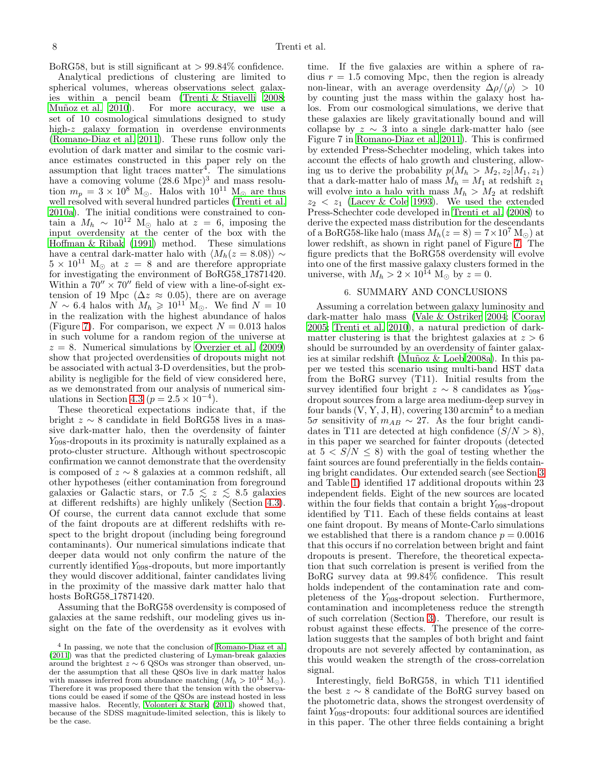BoRG58, but is still significant at > 99.84% confidence.

Analytical predictions of clustering are limited to spherical volumes, whereas observations select galaxies within a pencil beam (Trenti & Stiavelli 2008; Muñoz et al. 2010). For more accuracy, we use a set of 10 cosmological simulations designed to study high-$z$ galaxy formation in overdense environments (Romano-Diaz et al. 2011). These runs follow only the evolution of dark matter and similar to the cosmic variance estimates constructed in this paper rely on the assumption that light traces matter[4]. The simulations have a comoving volume (28.6 Mpc)$^3$ and mass resolution $m_p = 3 \times 10^8$ M$_\odot$. Halos with $10^{11}$ M$_\odot$ are thus well resolved with several hundred particles (Trenti et al. 2010a). The initial conditions were constrained to contain a $M_h \sim 10^{12}$ M$_\odot$ halo at $z = 6$, imposing the input overdensity at the center of the box with the Hoffman & Ribak (1991) method. These simulations have a central dark-matter halo with $\langle M_h(z = 8.08)\rangle \sim 5 \times 10^{11}$ M$_\odot$ at $z = 8$ and are therefore appropriate for investigating the environment of BoRG58_17871420. Within a $70'' \times 70''$ field of view with a line-of-sight extension of 19 Mpc ($\Delta z \approx 0.05$), there are on average $N \sim 6.4$ halos with $M_h \geqslant 10^{11}$ M$_\odot$. We find $N = 10$ in the realization with the highest abundance of halos (Figure 7). For comparison, we expect $N = 0.013$ halos in such volume for a random region of the universe at $z = 8$. Numerical simulations by Overzier et al. (2009) show that projected overdensities of dropouts might not be associated with actual 3-D overdensities, but the probability is negligible for the field of view considered here, as we demonstrated from our analysis of numerical simulations in Section 4.3 ($p = 2.5 \times 10^{-4}$).

These theoretical expectations indicate that, if the bright $z \sim 8$ candidate in field BoRG58 lives in a massive dark-matter halo, then the overdensity of fainter $Y_{098}$-dropouts in its proximity is naturally explained as a proto-cluster structure. Although without spectroscopic confirmation we cannot demonstrate that the overdensity is composed of $z \sim 8$ galaxies at a common redshift, all other hypotheses (either contamination from foreground galaxies or Galactic stars, or $7.5 \lesssim z \lesssim 8.5$ galaxies at different redshifts) are highly unlikely (Section 4.3). Of course, the current data cannot exclude that some of the faint dropouts are at different redshifts with respect to the bright dropout (including being foreground contaminants). Our numerical simulations indicate that deeper data would not only confirm the nature of the currently identified $Y_{098}$-dropouts, but more importantly they would discover additional, fainter candidates living in the proximity of the massive dark matter halo that hosts BoRG58_17871420.

Assuming that the BoRG58 overdensity is composed of galaxies at the same redshift, our modeling gives us insight on the fate of the overdensity as it evolves with time. If the five galaxies are within a sphere of radius $r = 1.5$ comoving Mpc, then the region is already non-linear, with an average overdensity $\Delta\rho/\langle\rho\rangle > 10$ by counting just the mass within the galaxy host halos. From our cosmological simulations, we derive that these galaxies are likely gravitationally bound and will collapse by $z \sim 3$ into a single dark-matter halo (see Figure 7 in Romano-Diaz et al. 2011). This is confirmed by extended Press-Schechter modeling, which takes into account the effects of halo growth and clustering, allowing us to derive the probability $p(M_h > M_2, z_2|M_1, z_1)$ that a dark-matter halo of mass $M_h = M_1$ at redshift $z_1$ will evolve into a halo with mass $M_h > M_2$ at redshift $z_2 < z_1$ (Lacey & Cole 1993). We used the extended Press-Schechter code developed in Trenti et al. (2008) to derive the expected mass distribution for the descendants of a BoRG58-like halo (mass $M_h(z = 8) = 7 \times 10^7$ M$_\odot$) at lower redshift, as shown in right panel of Figure 7. The figure predicts that the BoRG58 overdensity will evolve into one of the first massive galaxy clusters formed in the universe, with $M_h > 2 \times 10^{14}$ M$_\odot$ by $z = 0$.

## 6. SUMMARY AND CONCLUSIONS

Assuming a correlation between galaxy luminosity and dark-matter halo mass (Vale & Ostriker 2004; Cooray 2005; Trenti et al. 2010), a natural prediction of dark-matter clustering is that the brightest galaxies at $z > 6$ should be surrounded by an overdensity of fainter galaxies at similar redshift (Muñoz & Loeb 2008a). In this paper we tested this scenario using multi-band HST data from the BoRG survey (T11). Initial results from the survey identified four bright $z \sim 8$ candidates as $Y_{098}$-dropout sources from a large area medium-deep survey in four bands (V, Y, J, H), covering 130 arcmin$^2$ to a median $5\sigma$ sensitivity of $m_{AB} \sim 27$. As the four bright candidates in T11 are detected at high confidence ($S/N > 8$), in this paper we searched for fainter dropouts (detected at $5 < S/N \leq 8$) with the goal of testing whether the faint sources are found preferentially in the fields containing bright candidates. Our extended search (see Section 3 and Table 1) identified 17 additional dropouts within 23 independent fields. Eight of the new sources are located within the four fields that contain a bright $Y_{098}$-dropout identified by T11. Each of these fields contains at least one faint dropout. By means of Monte-Carlo simulations we established that there is a random chance $p = 0.0016$ that this occurs if no correlation between bright and faint dropouts is present. Therefore, the theoretical expectation that such correlation is present is verified from the BoRG survey data at 99.84% confidence. This result holds independent of the contamination rate and completeness of the $Y_{098}$-dropout selection. Furthermore, contamination and incompleteness reduce the strength of such correlation (Section 3). Therefore, our result is robust against these effects. The presence of the correlation suggests that the samples of both bright and faint dropouts are not severely affected by contamination, as this would weaken the strength of the cross-correlation signal.

Interestingly, field BoRG58, in which T11 identified the best $z \sim 8$ candidate of the BoRG survey based on the photometric data, shows the strongest overdensity of faint $Y_{098}$-dropouts: four additional sources are identified in this paper. The other three fields containing a bright

[4] In passing, we note that the conclusion of Romano-Diaz et al. (2011) was that the predicted clustering of Lyman-break galaxies around the brightest $z \sim 6$ QSOs was stronger than observed, under the assumption that all these QSOs live in dark matter halos with masses inferred from abundance matching ($M_h > 10^{12}$ M$_\odot$). Therefore it was proposed there that the tension with the observations could be eased if some of the QSOs are instead hosted in less massive halos. Recently, Volonteri & Stark (2011) showed that, because of the SDSS magnitude-limited selection, this is likely to be the case.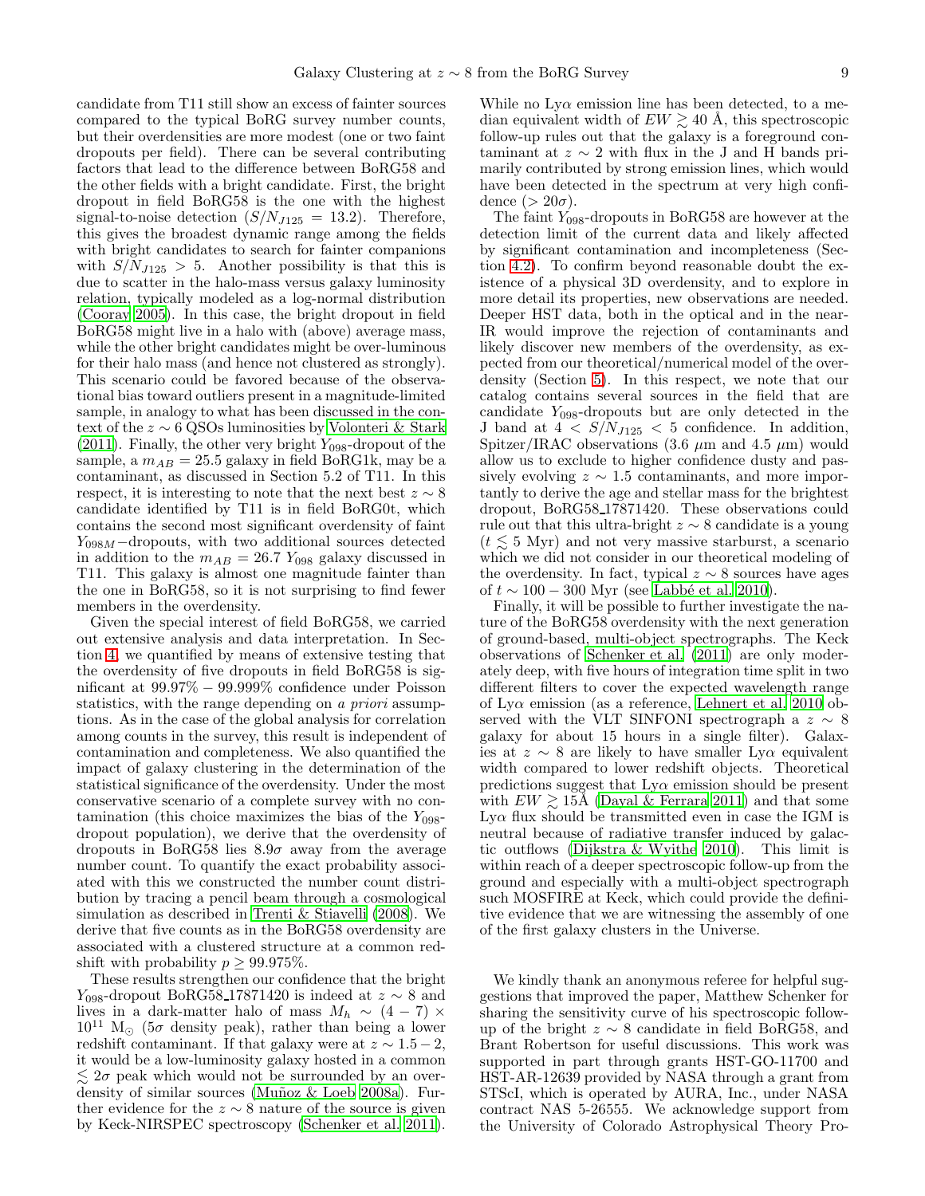candidate from T11 still show an excess of fainter sources compared to the typical BoRG survey number counts, but their overdensities are more modest (one or two faint dropouts per field). There can be several contributing factors that lead to the difference between BoRG58 and the other fields with a bright candidate. First, the bright dropout in field BoRG58 is the one with the highest signal-to-noise detection ($S/N_{J125} = 13.2$). Therefore, this gives the broadest dynamic range among the fields with bright candidates to search for fainter companions with $S/N_{J125} > 5$. Another possibility is that this is due to scatter in the halo-mass versus galaxy luminosity relation, typically modeled as a log-normal distribution (Cooray 2005). In this case, the bright dropout in field BoRG58 might live in a halo with (above) average mass, while the other bright candidates might be over-luminous for their halo mass (and hence not clustered as strongly). This scenario could be favored because of the observational bias toward outliers present in a magnitude-limited sample, in analogy to what has been discussed in the context of the $z \sim 6$ QSOs luminosities by Volonteri & Stark (2011). Finally, the other very bright $Y_{098}$-dropout of the sample, a $m_{AB} = 25.5$ galaxy in field BoRG1k, may be a contaminant, as discussed in Section 5.2 of T11. In this respect, it is interesting to note that the next best $z \sim 8$ candidate identified by T11 is in field BoRG0t, which contains the second most significant overdensity of faint $Y_{098M}$−dropouts, with two additional sources detected in addition to the $m_{AB} = 26.7$ $Y_{098}$ galaxy discussed in T11. This galaxy is almost one magnitude fainter than the one in BoRG58, so it is not surprising to find fewer members in the overdensity.

Given the special interest of field BoRG58, we carried out extensive analysis and data interpretation. In Section 4, we quantified by means of extensive testing that the overdensity of five dropouts in field BoRG58 is significant at $99.97\% - 99.999\%$ confidence under Poisson statistics, with the range depending on *a priori* assumptions. As in the case of the global analysis for correlation among counts in the survey, this result is independent of contamination and completeness. We also quantified the impact of galaxy clustering in the determination of the statistical significance of the overdensity. Under the most conservative scenario of a complete survey with no contamination (this choice maximizes the bias of the $Y_{098}$-dropout population), we derive that the overdensity of dropouts in BoRG58 lies $8.9\sigma$ away from the average number count. To quantify the exact probability associated with this we constructed the number count distribution by tracing a pencil beam through a cosmological simulation as described in Trenti & Stiavelli (2008). We derive that five counts as in the BoRG58 overdensity are associated with a clustered structure at a common redshift with probability $p \geq 99.975\%$.

These results strengthen our confidence that the bright $Y_{098}$-dropout BoRG58_17871420 is indeed at $z \sim 8$ and lives in a dark-matter halo of mass $M_h \sim (4-7) \times 10^{11}$ $M_\odot$ ($5\sigma$ density peak), rather than being a lower redshift contaminant. If that galaxy were at $z \sim 1.5 - 2$, it would be a low-luminosity galaxy hosted in a common $\lesssim 2\sigma$ peak which would not be surrounded by an overdensity of similar sources (Muñoz & Loeb 2008a). Further evidence for the $z \sim 8$ nature of the source is given by Keck-NIRSPEC spectroscopy (Schenker et al. 2011). While no Ly$\alpha$ emission line has been detected, to a median equivalent width of $EW \gtrsim 40$ Å, this spectroscopic follow-up rules out that the galaxy is a foreground contaminant at $z \sim 2$ with flux in the J and H bands primarily contributed by strong emission lines, which would have been detected in the spectrum at very high confidence ($> 20\sigma$).

The faint $Y_{098}$-dropouts in BoRG58 are however at the detection limit of the current data and likely affected by significant contamination and incompleteness (Section 4.2). To confirm beyond reasonable doubt the existence of a physical 3D overdensity, and to explore in more detail its properties, new observations are needed. Deeper HST data, both in the optical and in the near-IR would improve the rejection of contaminants and likely discover new members of the overdensity, as expected from our theoretical/numerical model of the overdensity (Section 5). In this respect, we note that our catalog contains several sources in the field that are candidate $Y_{098}$-dropouts but are only detected in the J band at $4 < S/N_{J125} < 5$ confidence. In addition, Spitzer/IRAC observations (3.6 $\mu$m and 4.5 $\mu$m) would allow us to exclude to higher confidence dusty and passively evolving $z \sim 1.5$ contaminants, and more importantly to derive the age and stellar mass for the brightest dropout, BoRG58_17871420. These observations could rule out that this ultra-bright $z \sim 8$ candidate is a young ($t \lesssim 5$ Myr) and not very massive starburst, a scenario which we did not consider in our theoretical modeling of the overdensity. In fact, typical $z \sim 8$ sources have ages of $t \sim 100 - 300$ Myr (see Labbé et al. 2010).

Finally, it will be possible to further investigate the nature of the BoRG58 overdensity with the next generation of ground-based, multi-object spectrographs. The Keck observations of Schenker et al. (2011) are only moderately deep, with five hours of integration time split in two different filters to cover the expected wavelength range of Ly$\alpha$ emission (as a reference, Lehnert et al. 2010 observed with the VLT SINFONI spectrograph a $z \sim 8$ galaxy for about 15 hours in a single filter). Galaxies at $z \sim 8$ are likely to have smaller Ly$\alpha$ equivalent width compared to lower redshift objects. Theoretical predictions suggest that Ly$\alpha$ emission should be present with $EW \gtrsim 15$Å (Dayal & Ferrara 2011) and that some Ly$\alpha$ flux should be transmitted even in case the IGM is neutral because of radiative transfer induced by galactic outflows (Dijkstra & Wyithe 2010). This limit is within reach of a deeper spectroscopic follow-up from the ground and especially with a multi-object spectrograph such MOSFIRE at Keck, which could provide the definitive evidence that we are witnessing the assembly of one of the first galaxy clusters in the Universe.

We kindly thank an anonymous referee for helpful suggestions that improved the paper, Matthew Schenker for sharing the sensitivity curve of his spectroscopic follow-up of the bright $z \sim 8$ candidate in field BoRG58, and Brant Robertson for useful discussions. This work was supported in part through grants HST-GO-11700 and HST-AR-12639 provided by NASA through a grant from STScI, which is operated by AURA, Inc., under NASA contract NAS 5-26555. We acknowledge support from the University of Colorado Astrophysical Theory Pro-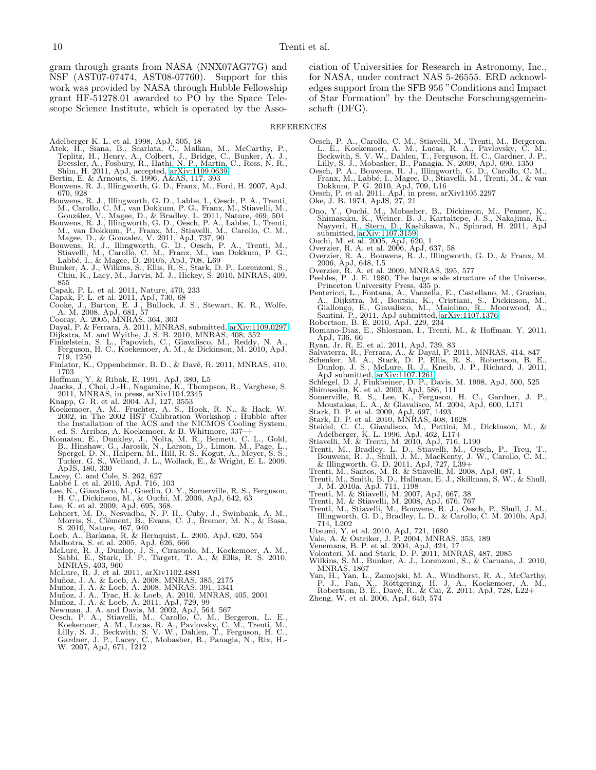gram through grants from NASA (NNX07AG77G) and NSF (AST07-07474, AST08-07760). Support for this work was provided by NASA through Hubble Fellowship grant HF-51278.01 awarded to PO by the Space Telescope Science Institute, which is operated by the Association of Universities for Research in Astronomy, Inc., for NASA, under contract NAS 5-26555. ERD acknowledges support from the SFB 956 "Conditions and Impact of Star Formation" by the Deutsche Forschungsgemeinschaft (DFG).

## REFERENCES

Adelberger K. L. et al. 1998, ApJ, 505, 18
Atek, H., Siana, B., Scarlata, C., Malkan, M., McCarthy, P., Teplitz, H., Henry, A., Colbert, J., Bridge, C., Bunker, A. J., Dressler, A., Fosbury, R., Hathi, N. P., Martin, C., Ross, N. R., Shim, H. 2011, ApJ, accepted, arXiv:1109.0639
Bertin, E. & Arnouts, S. 1996, A&AS, 117, 393
Bouwens, R. J., Illingworth, G. D., Franx, M., Ford, H. 2007, ApJ, 670, 928
Bouwens, R. J., Illingworth, G. D., Labbe, I., Oesch, P. A., Trenti, M., Carollo, C. M., van Dokkum, P. G., Franx, M., Stiavelli, M., González, V., Magee, D., & Bradley, L. 2011, Nature, 469, 504
Bouwens, R. J., Illingworth, G. D., Oesch, P. A., Labbe, I., Trenti, M., van Dokkum, P., Franx, M., Stiavelli, M., Carollo, C. M., Magee, D., & Gonzalez, V. 2011, ApJ, 737, 90
Bouwens, R. J., Illingworth, G. D., Oesch, P. A., Trenti, M., Stiavelli, M., Carollo, C. M., Franx, M., van Dokkum, P. G., Labbé, I., & Magee, D. 2010b, ApJ, 708, L69
Bunker, A. J., Wilkins, S., Ellis, R. S., Stark, D. P., Lorenzoni, S., Chiu, K., Lacy, M., Jarvis, M. J., Hickey, S. 2010, MNRAS, 409, 855
Capak, P. L. et al. 2011, Nature, 470, 233
Capak, P. L. et al. 2011, ApJ, 730, 68
Cooke, J., Barton, E. J., Bullock, J. S., Stewart, K. R., Wolfe, A. M. 2008, ApJ, 681, 57
Cooray, A. 2005, MNRAS, 364, 303
Dayal, P. & Ferrara, A. 2011, MNRAS, submitted, arXiv:1109.0297
Dijkstra, M. and Wyithe, J. S. B. 2010, MNRAS, 408, 352
Finkelstein, S. L., Papovich, C., Giavalisco, M., Reddy, N. A., Ferguson, H. C., Koekemoer, A. M., & Dickinson, M. 2010, ApJ, 719, 1250
Finlator, K., Oppenheimer, B. D., & Davé, R. 2011, MNRAS, 410, 1703
Hoffman, Y. & Ribak, E. 1991, ApJ, 380, L5
Jaacks, J., Choi, J.-H., Nagamine, K., Thompson, R., Varghese, S. 2011, MNRAS, in press, arXiv1104.2345
Knapp, G. R. et al. 2004, AJ, 127, 3553
Koekemoer, A. M., Fruchter, A. S., Hook, R. N., & Hack, W. 2002, in The 2002 HST Calibration Workshop : Hubble after the Installation of the ACS and the NICMOS Cooling System, ed. S. Arribas, A. Koekemoer, & B. Whitmore, 337–+
Komatsu, E., Dunkley, J., Nolta, M. R., Bennett, C. L., Gold, B., Hinshaw, G., Jarosik, N., Larson, D., Limon, M., Page, L., Spergel, D. N., Halpern, M., Hill, R. S., Kogut, A., Meyer, S. S., Tucker, G. S., Weiland, J. L., Wollack, E., & Wright, E. L. 2009, ApJS, 180, 330
Lacey, C. and Cole, S. 262, 627
Labbé I. et al. 2010, ApJ, 716, 103
Lee, K., Giavalisco, M., Gnedin, O. Y., Somerville, R. S., Ferguson, H. C., Dickinson, M., & Ouchi, M. 2006, ApJ, 642, 63
Lee, K. et al. 2009, ApJ, 695, 368.
Lehnert, M. D., Nesvadba, N. P. H., Cuby, J., Swinbank, A. M., Morris, S., Clément, B., Evans, C. J., Bremer, M. N., & Basa, S. 2010, Nature, 467, 940
Loeb, A., Barkana, R. & Hernquist, L. 2005, ApJ, 620, 554
Malhotra, S. et al. 2005, ApJ, 626, 666
McLure, R. J., Dunlop, J. S., Cirasuolo, M., Koekemoer, A. M., Sabbi, E., Stark, D. P., Targett, T. A., & Ellis, R. S. 2010, MNRAS, 403, 960
McLure, R. J. et al. 2011, arXiv1102.4881
Muñoz, J. A. & Loeb, A. 2008, MNRAS, 385, 2175
Muñoz, J. A. & Loeb, A. 2008, MNRAS, 391, 1341
Muñoz, J. A., Trac, H. & Loeb, A. 2010, MNRAS, 405, 2001
Muñoz, J. A. & Loeb, A. 2011, ApJ, 729, 99
Newman, J. A. and Davis, M. 2002, ApJ, 564, 567
Oesch, P. A., Stiavelli, M., Carollo, C. M., Bergeron, L. E., Koekemoer, A. M., Lucas, R. A., Pavlovsky, C. M., Trenti, M., Lilly, S. J., Beckwith, S. V. W., Dahlen, T., Ferguson, H. C., Gardner, J. P., Lacey, C., Mobasher, B., Panagia, N., Rix, H.-W. 2007, ApJ, 671, 1212
Oesch, P. A., Carollo, C. M., Stiavelli, M., Trenti, M., Bergeron, L. E., Koekemoer, A. M., Lucas, R. A., Pavlovsky, C. M., Beckwith, S. V. W., Dahlen, T., Ferguson, H. C., Gardner, J. P., Lilly, S. J., Mobasher, B., Panagia, N. 2009, ApJ, 690, 1350
Oesch, P. A., Bouwens, R. J., Illingworth, G. D., Carollo, C. M., Franx, M., Labbé, I., Magee, D., Stiavelli, M., Trenti, M., & van Dokkum, P. G. 2010, ApJ, 709, L16
Oesch, P. et al. 2011, ApJ, in press, arXiv1105.2297
Oke, J. B. 1974, ApJS, 27, 21
Ono, Y., Ouchi, M., Mobasher, B., Dickinson, M., Penner, K., Shimasaku, K., Weiner, B. J., Kartaltepe, J. S., Nakajima, K., Nayyeri, H., Stern, D., Kashikawa, N., Spinrad, H. 2011, ApJ submitted, arXiv:1107.3159
Ouchi, M. et al. 2005, ApJ, 620, 1
Overzier, R. A. et al. 2006, ApJ, 637, 58
Overzier, R. A., Bouwens, R. J., Illingworth, G. D., & Franx, M. 2006, ApJ, 648, L5
Overzier, R. A. et al. 2009, MNRAS, 395, 577
Peebles, P. J. E. 1980, The large scale structure of the Universe, Princeton University Press, 435 p.
Pentericci, L., Fontana, A., Vanzella, E., Castellano, M., Grazian, A., Dijkstra, M., Boutsia, K., Cristiani, S., Dickinson, M., Giallongo, E., Giavalisco, M., Maiolino, R., Moorwood, A., Santini, P., 2011, ApJ submitted, arXiv:1107.1376
Robertson, B. E. 2010, ApJ, 229, 234
Romano-Diaz, E., Shlosman, I., Trenti, M., & Hoffman, Y. 2011, ApJ, 736, 66
Ryan, Jr. R. E. et al. 2011, ApJ, 739, 83
Salvaterra, R., Ferrara, A., & Dayal, P. 2011, MNRAS, 414, 847
Schenker, M. A., Stark, D. P, Ellis, R. S., Robertson, B. E., Dunlop, J. S., McLure, R. J., Kneib, J. P., Richard, J. 2011, ApJ submitted, arXiv:1107.1261
Schlegel, D. J, Finkbeiner, D. P., Davis, M. 1998, ApJ, 500, 525
Shimasaku, K. et al. 2003, ApJ, 586, 111
Somerville, R. S., Lee, K., Ferguson, H. C., Gardner, J. P., Moustakas, L. A., & Giavalisco, M. 2004, ApJ, 600, L171
Stark, D. P. et al. 2009, ApJ, 697, 1493
Stark, D. P. et al. 2010, MNRAS, 408, 1628
Steidel, C. C., Giavalisco, M., Pettini, M., Dickinson, M., & Adelberger, K. L. 1996, ApJ, 462, L17+
Stiavelli, M. & Trenti, M. 2010, ApJ, 716, L190
Trenti, M., Bradley, L. D., Stiavelli, M., Oesch, P., Treu, T., Bouwens, R. J., Shull, J. M., MacKenty, J. W., Carollo, C. M., & Illingworth, G. D. 2011, ApJ, 727, L39+
Trenti, M., Santos, M. R. & Stiavelli, M. 2008, ApJ, 687, 1
Trenti, M., Smith, B. D., Hallman, E. J., Skillman, S. W., & Shull, J. M. 2010a, ApJ, 711, 1198
Trenti, M. & Stiavelli, M. 2007, ApJ, 667, 38
Trenti, M. & Stiavelli, M. 2008, ApJ, 676, 767
Trenti, M., Stiavelli, M., Bouwens, R. J., Oesch, P., Shull, J. M., Illingworth, G. D., Bradley, L. D., & Carollo, C. M. 2010b, ApJ, 714, L202
Utsumi, Y. et al. 2010, ApJ, 721, 1680
Vale, A. & Ostriker, J. P. 2004, MNRAS, 353, 189
Venemans, B. P. et al. 2004, ApJ, 424, 17
Volonteri, M. and Stark, D. P. 2011, MNRAS, 487, 2085
Wilkins, S. M., Bunker, A. J., Lorenzoni, S., & Caruana, J. 2010, MNRAS, 1867
Yan, H., Yan, L., Zamojski, M. A., Windhorst, R. A., McCarthy, P. J., Fan, X., Röttgering, H. J. A., Koekemoer, A. M., Robertson, B. E., Davé, R., & Cai, Z. 2011, ApJ, 728, L22+
Zheng, W. et al. 2006, ApJ, 640, 574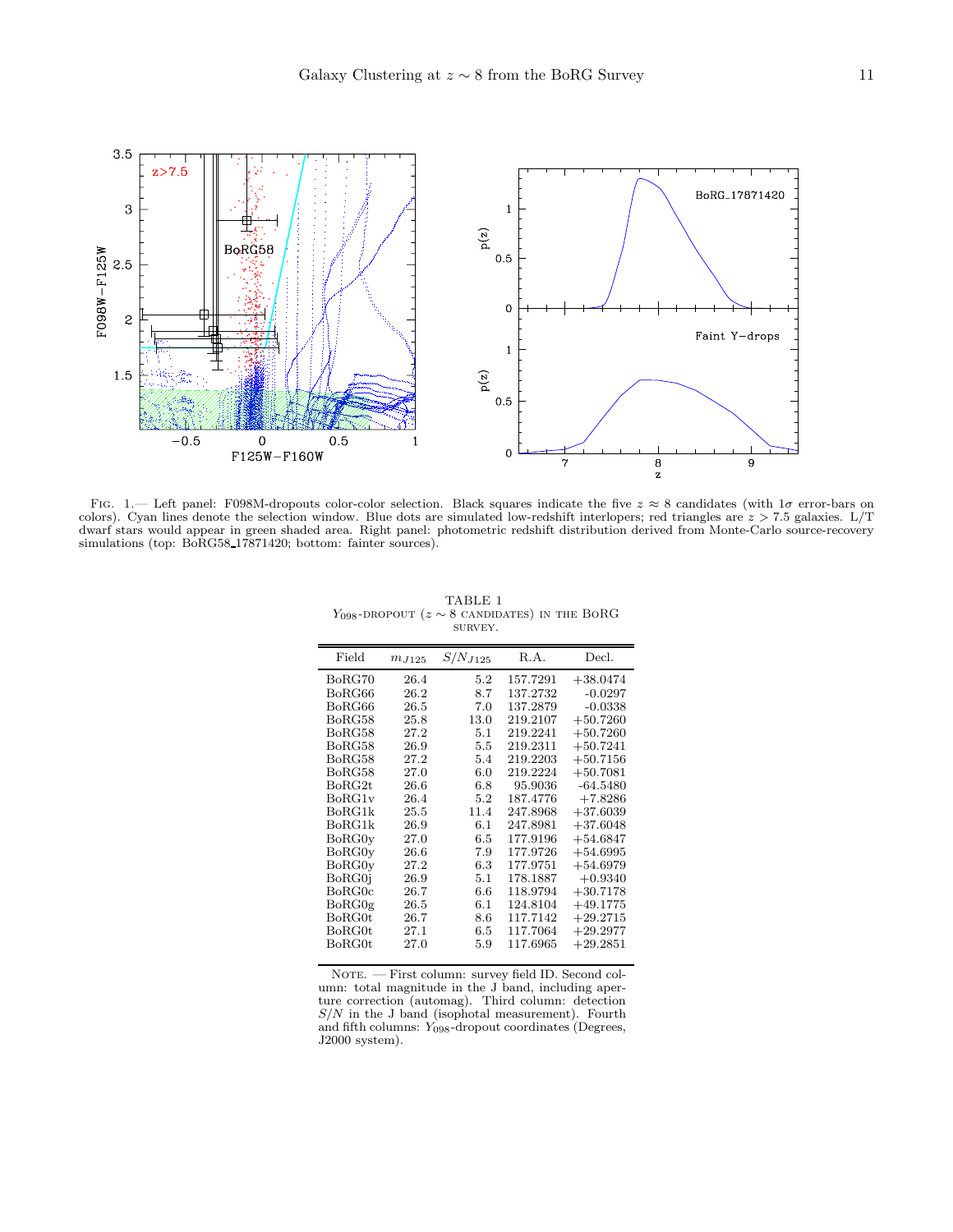Fig. 1.— Left panel: F098M-dropouts color-color selection. Black squares indicate the five $z \approx 8$ candidates (with $1\sigma$ error-bars on colors). Cyan lines denote the selection window. Blue dots are simulated low-redshift interlopers; red triangles are $z > 7.5$ galaxies. L/T dwarf stars would appear in green shaded area. Right panel: photometric redshift distribution derived from Monte-Carlo source-recovery simulations (top: BoRG58_17871420; bottom: fainter sources).

TABLE 1
$Y_{098}$-dropout ($z \sim 8$ candidates) in the BoRG survey.

| Field | $m_{J125}$ | $S/N_{J125}$ | R.A. | Decl. |
|---|---|---|---|---|
| BoRG70 | 26.4 | 5.2 | 157.7291 | +38.0474 |
| BoRG66 | 26.2 | 8.7 | 137.2732 | -0.0297 |
| BoRG66 | 26.5 | 7.0 | 137.2879 | -0.0338 |
| BoRG58 | 25.8 | 13.0 | 219.2107 | +50.7260 |
| BoRG58 | 27.2 | 5.1 | 219.2241 | +50.7260 |
| BoRG58 | 26.9 | 5.5 | 219.2311 | +50.7241 |
| BoRG58 | 27.2 | 5.4 | 219.2203 | +50.7156 |
| BoRG58 | 27.0 | 6.0 | 219.2224 | +50.7081 |
| BoRG2t | 26.6 | 6.8 | 95.9036 | -64.5480 |
| BoRG1v | 26.4 | 5.2 | 187.4776 | +7.8286 |
| BoRG1k | 25.5 | 11.4 | 247.8968 | +37.6039 |
| BoRG1k | 26.9 | 6.1 | 247.8981 | +37.6048 |
| BoRG0y | 27.0 | 6.5 | 177.9196 | +54.6847 |
| BoRG0y | 26.6 | 7.9 | 177.9726 | +54.6995 |
| BoRG0y | 27.2 | 6.3 | 177.9751 | +54.6979 |
| BoRG0j | 26.9 | 5.1 | 178.1887 | +0.9340 |
| BoRG0c | 26.7 | 6.6 | 118.9794 | +30.7178 |
| BoRG0g | 26.5 | 6.1 | 124.8104 | +49.1775 |
| BoRG0t | 26.7 | 8.6 | 117.7142 | +29.2715 |
| BoRG0t | 27.1 | 6.5 | 117.7064 | +29.2977 |
| BoRG0t | 27.0 | 5.9 | 117.6965 | +29.2851 |

Note. — First column: survey field ID. Second column: total magnitude in the J band, including aperture correction (automag). Third column: detection $S/N$ in the J band (isophotal measurement). Fourth and fifth columns: $Y_{098}$-dropout coordinates (Degrees, J2000 system).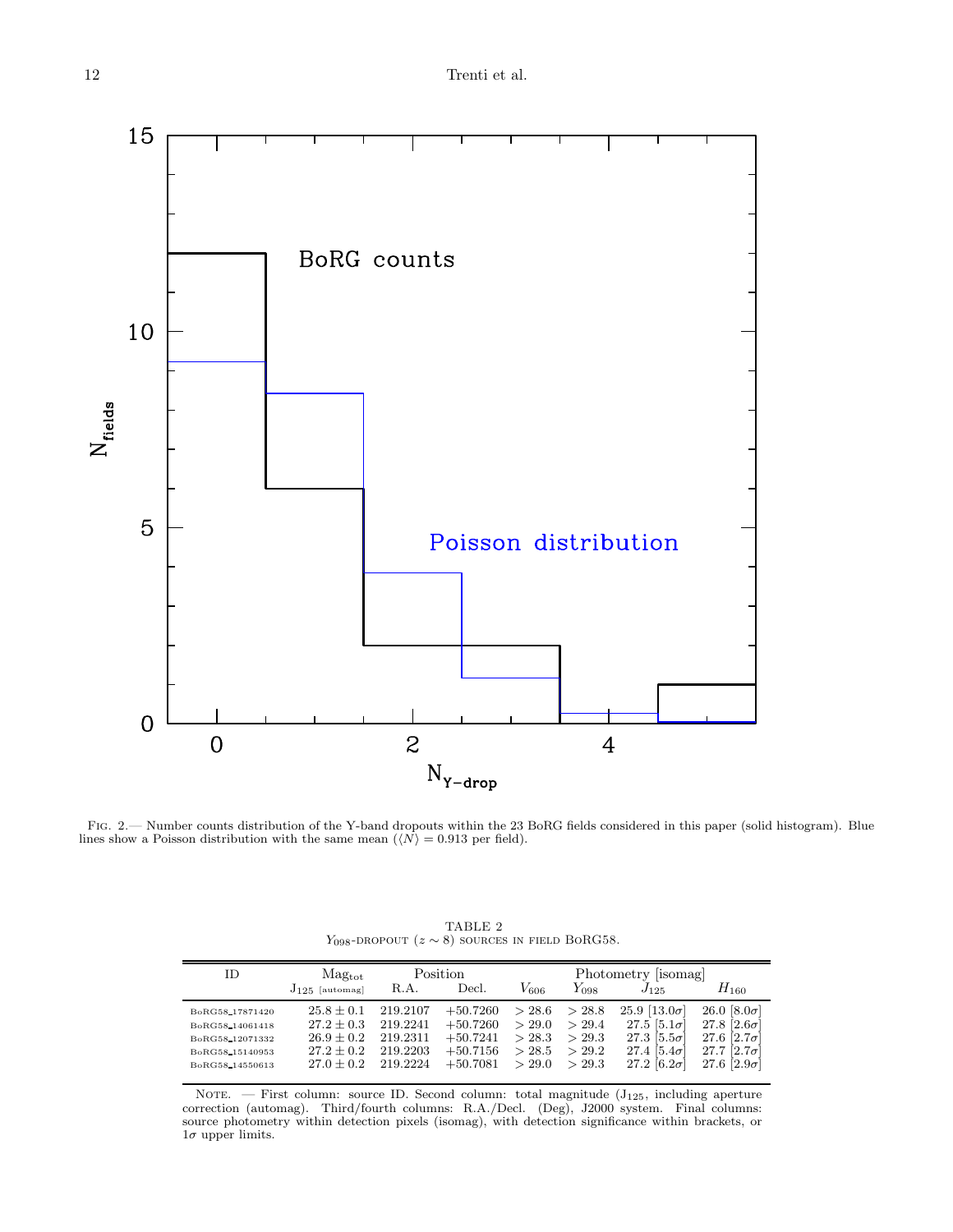Fig. 2.— Number counts distribution of the Y-band dropouts within the 23 BoRG fields considered in this paper (solid histogram). Blue lines show a Poisson distribution with the same mean ($\langle N \rangle = 0.913$ per field).

TABLE 2
$Y_{098}$-dropout ($z \sim 8$) sources in field BoRG58.

| ID | Mag$_{\rm tot}$ | Position | | Photometry [isomag] | | | |
|---|---|---|---|---|---|---|---|
| | $J_{125}$ [automag] | R.A. | Decl. | $V_{606}$ | $Y_{098}$ | $J_{125}$ | $H_{160}$ |
| BoRG58_17871420 | $25.8 \pm 0.1$ | 219.2107 | +50.7260 | $> 28.6$ | $> 28.8$ | 25.9 [13.0$\sigma$] | 26.0 [8.0$\sigma$] |
| BoRG58_14061418 | $27.2 \pm 0.3$ | 219.2241 | +50.7260 | $> 29.0$ | $> 29.4$ | 27.5 [5.1$\sigma$] | 27.8 [2.6$\sigma$] |
| BoRG58_12071332 | $26.9 \pm 0.2$ | 219.2311 | +50.7241 | $> 28.3$ | $> 29.3$ | 27.3 [5.5$\sigma$] | 27.6 [2.7$\sigma$] |
| BoRG58_15140953 | $27.2 \pm 0.2$ | 219.2203 | +50.7156 | $> 28.5$ | $> 29.2$ | 27.4 [5.4$\sigma$] | 27.7 [2.7$\sigma$] |
| BoRG58_14550613 | $27.0 \pm 0.2$ | 219.2224 | +50.7081 | $> 29.0$ | $> 29.3$ | 27.2 [6.2$\sigma$] | 27.6 [2.9$\sigma$] |

Note. — First column: source ID. Second column: total magnitude ($J_{125}$, including aperture correction (automag). Third/fourth columns: R.A./Decl. (Deg), J2000 system. Final columns: source photometry within detection pixels (isomag), with detection significance within brackets, or $1\sigma$ upper limits.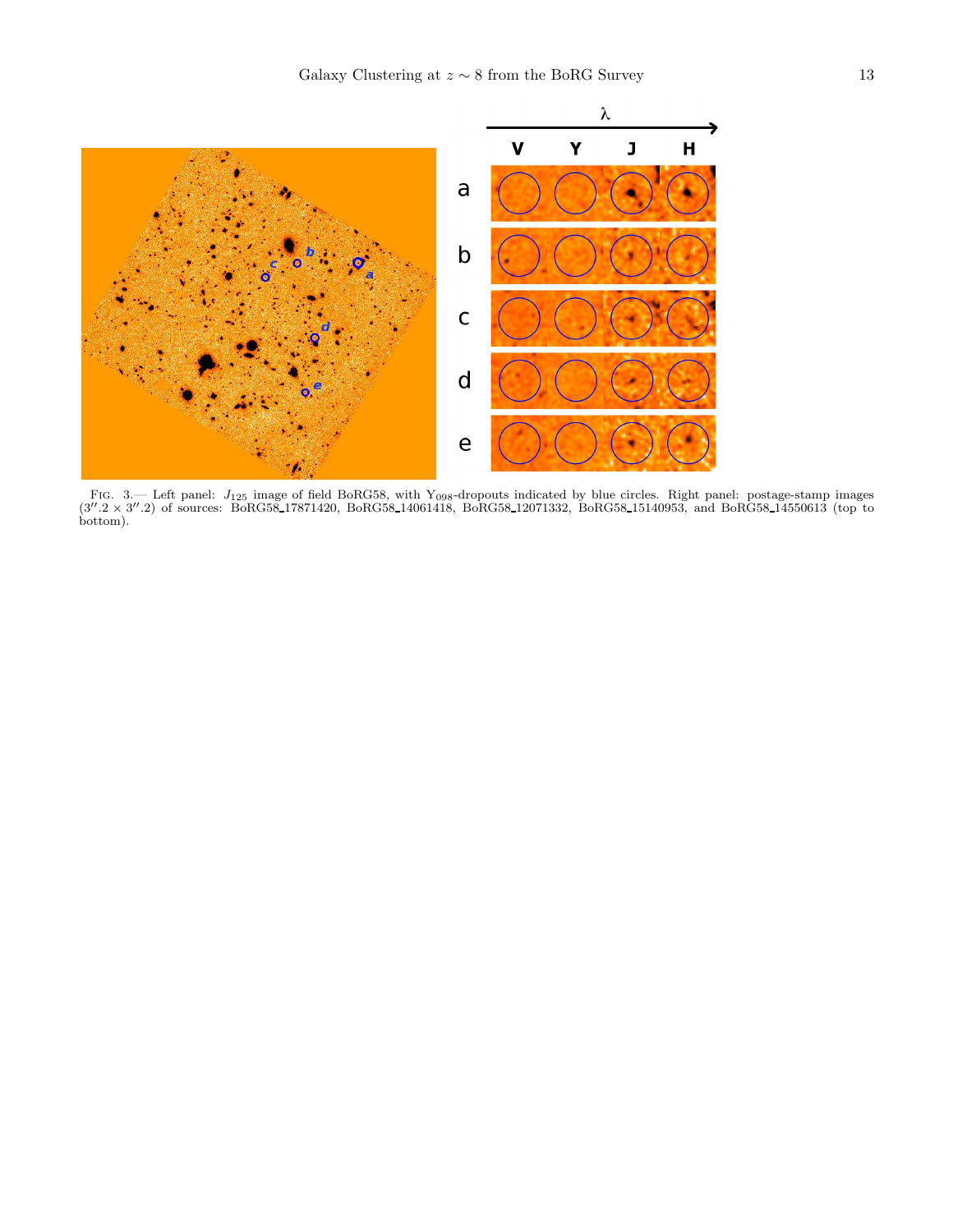FIG. 3.— Left panel: $J_{125}$ image of field BoRG58, with $Y_{098}$-dropouts indicated by blue circles. Right panel: postage-stamp images ($3''.2 \times 3''.2$) of sources: BoRG58_17871420, BoRG58_14061418, BoRG58_12071332, BoRG58_15140953, and BoRG58_14550613 (top to bottom).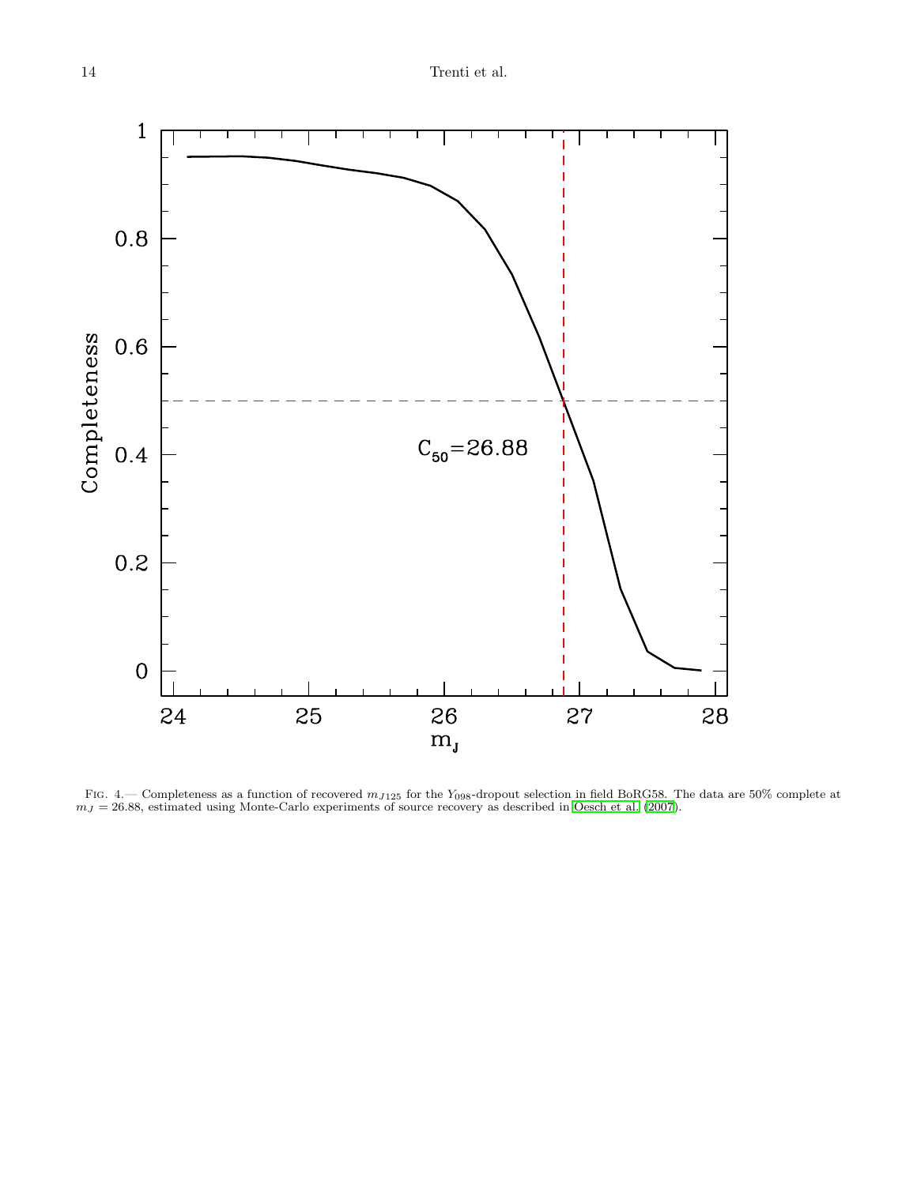FIG. 4.— Completeness as a function of recovered $m_{J125}$ for the $Y_{098}$-dropout selection in field BoRG58. The data are 50% complete at $m_J = 26.88$, estimated using Monte-Carlo experiments of source recovery as described in Oesch et al. (2007).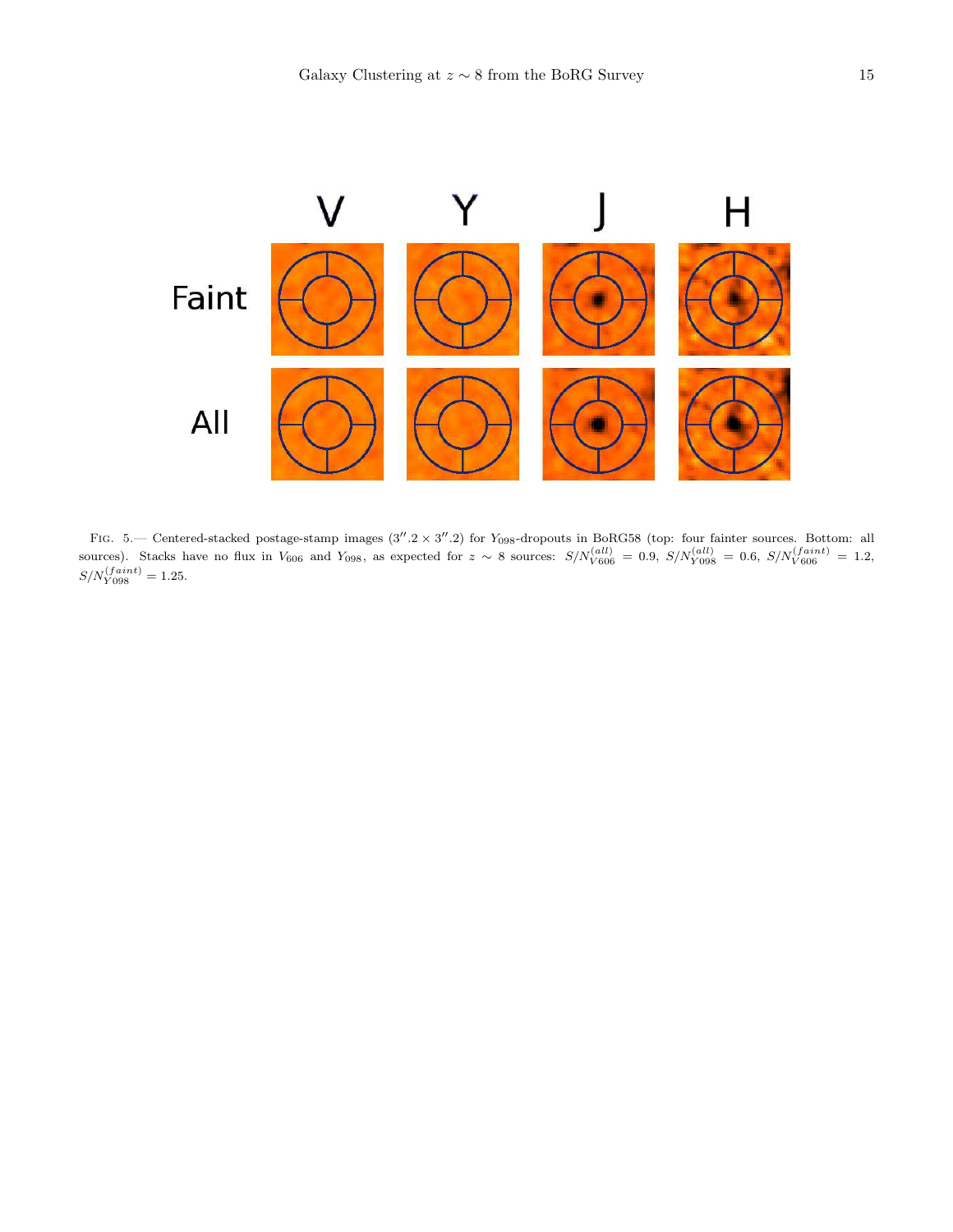FIG. 5.— Centered-stacked postage-stamp images ($3''.2 \times 3''.2$) for $Y_{098}$-dropouts in BoRG58 (top: four fainter sources. Bottom: all sources). Stacks have no flux in $V_{606}$ and $Y_{098}$, as expected for $z \sim 8$ sources: $S/N^{(all)}_{V606} = 0.9$, $S/N^{(all)}_{Y098} = 0.6$, $S/N^{(faint)}_{V606} = 1.2$, $S/N^{(faint)}_{Y098} = 1.25$.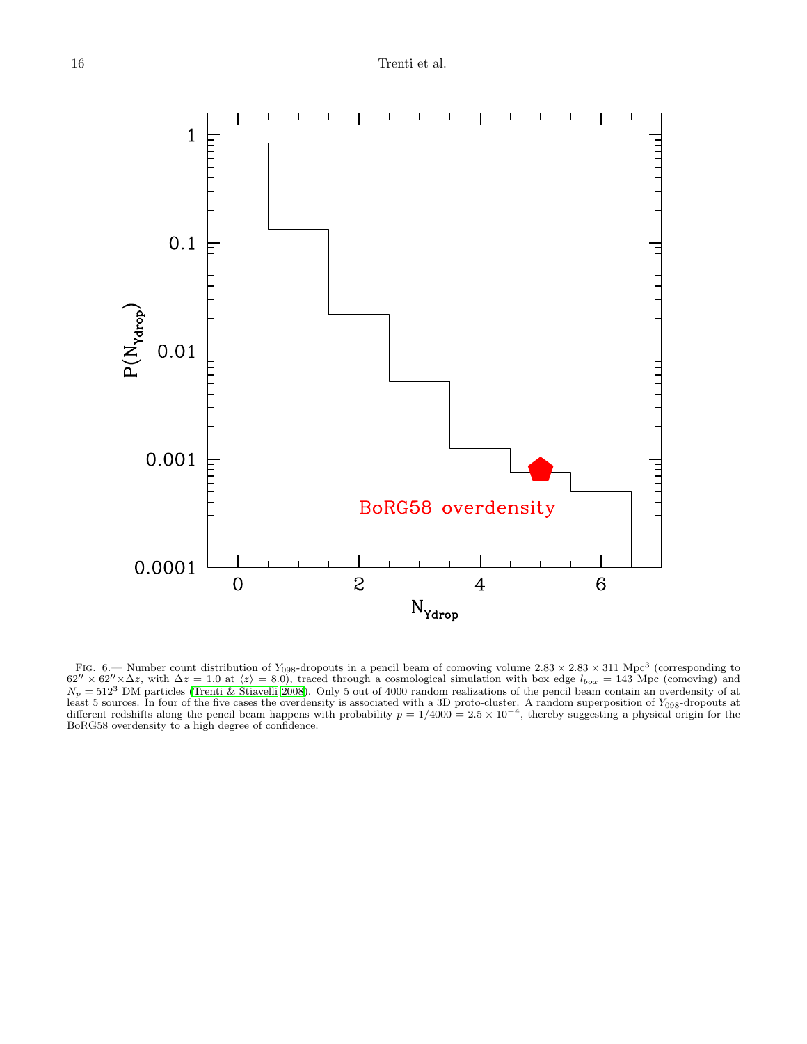FIG. 6.— Number count distribution of $Y_{098}$-dropouts in a pencil beam of comoving volume $2.83 \times 2.83 \times 311$ Mpc$^3$ (corresponding to $62'' \times 62'' \times \Delta z$, with $\Delta z = 1.0$ at $\langle z \rangle = 8.0$), traced through a cosmological simulation with box edge $l_{box} = 143$ Mpc (comoving) and $N_p = 512^3$ DM particles (Trenti & Stiavelli 2008). Only 5 out of 4000 random realizations of the pencil beam contain an overdensity of at least 5 sources. In four of the five cases the overdensity is associated with a 3D proto-cluster. A random superposition of $Y_{098}$-dropouts at different redshifts along the pencil beam happens with probability $p = 1/4000 = 2.5 \times 10^{-4}$, thereby suggesting a physical origin for the BoRG58 overdensity to a high degree of confidence.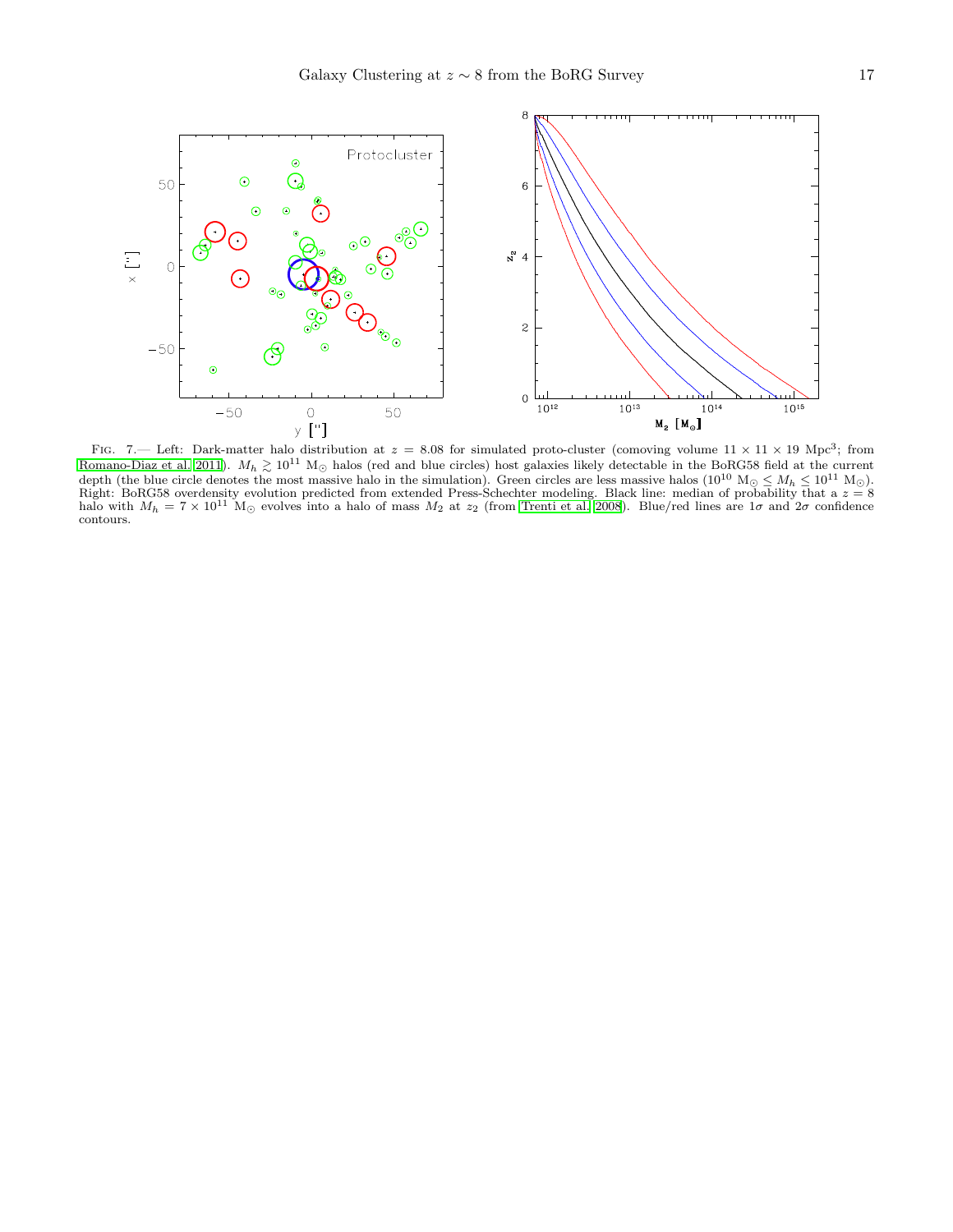Protocluster

50

0

−50

x ["]

−50 0 50

y ["]

8

6

4

2

0

$z_2$

$10^{12}$ $10^{13}$ $10^{14}$ $10^{15}$

$M_2$ [$M_\odot$]

FIG. 7.— Left: Dark-matter halo distribution at $z = 8.08$ for simulated proto-cluster (comoving volume $11 \times 11 \times 19$ Mpc$^3$; from Romano-Diaz et al. 2011). $M_h \gtrsim 10^{11}$ M$_\odot$ halos (red and blue circles) host galaxies likely detectable in the BoRG58 field at the current depth (the blue circle denotes the most massive halo in the simulation). Green circles are less massive halos ($10^{10}$ M$_\odot \leq M_h \leq 10^{11}$ M$_\odot$). Right: BoRG58 overdensity evolution predicted from extended Press-Schechter modeling. Black line: median of probability that a $z = 8$ halo with $M_h = 7 \times 10^{11}$ M$_\odot$ evolves into a halo of mass $M_2$ at $z_2$ (from Trenti et al. 2008). Blue/red lines are $1\sigma$ and $2\sigma$ confidence contours.